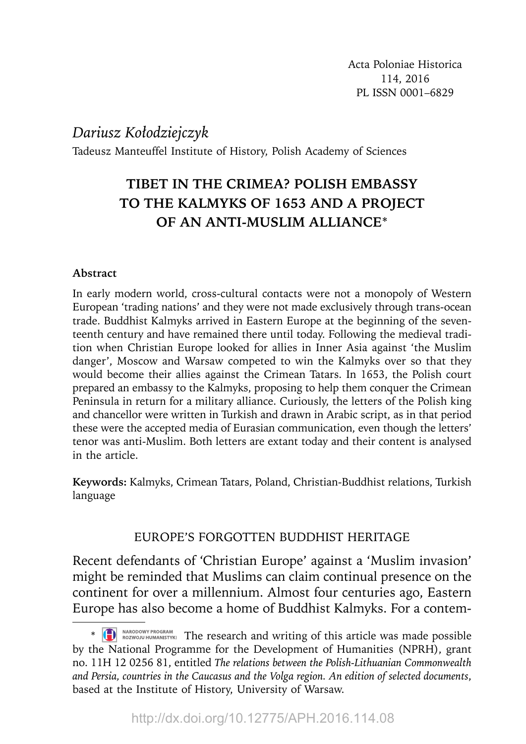Acta Poloniae Historica
114, 2016
PL ISSN 0001–6829

*Dariusz Kołodziejczyk*
Tadeusz Manteuffel Institute of History, Polish Academy of Sciences

# TIBET IN THE CRIMEA? POLISH EMBASSY TO THE KALMYKS OF 1653 AND A PROJECT OF AN ANTI-MUSLIM ALLIANCE*

**Abstract**

In early modern world, cross-cultural contacts were not a monopoly of Western European 'trading nations' and they were not made exclusively through trans-ocean trade. Buddhist Kalmyks arrived in Eastern Europe at the beginning of the seventeenth century and have remained there until today. Following the medieval tradition when Christian Europe looked for allies in Inner Asia against 'the Muslim danger', Moscow and Warsaw competed to win the Kalmyks over so that they would become their allies against the Crimean Tatars. In 1653, the Polish court prepared an embassy to the Kalmyks, proposing to help them conquer the Crimean Peninsula in return for a military alliance. Curiously, the letters of the Polish king and chancellor were written in Turkish and drawn in Arabic script, as in that period these were the accepted media of Eurasian communication, even though the letters' tenor was anti-Muslim. Both letters are extant today and their content is analysed in the article.

**Keywords:** Kalmyks, Crimean Tatars, Poland, Christian-Buddhist relations, Turkish language

## EUROPE'S FORGOTTEN BUDDHIST HERITAGE

Recent defendants of 'Christian Europe' against a 'Muslim invasion' might be reminded that Muslims can claim continual presence on the continent for over a millennium. Almost four centuries ago, Eastern Europe has also become a home of Buddhist Kalmyks. For a contem-

* NARODOWY PROGRAM ROZWOJU HUMANISTYKI The research and writing of this article was made possible by the National Programme for the Development of Humanities (NPRH), grant no. 11H 12 0256 81, entitled *The relations between the Polish-Lithuanian Commonwealth and Persia, countries in the Caucasus and the Volga region. An edition of selected documents*, based at the Institute of History, University of Warsaw.

http://dx.doi.org/10.12775/APH.2016.114.08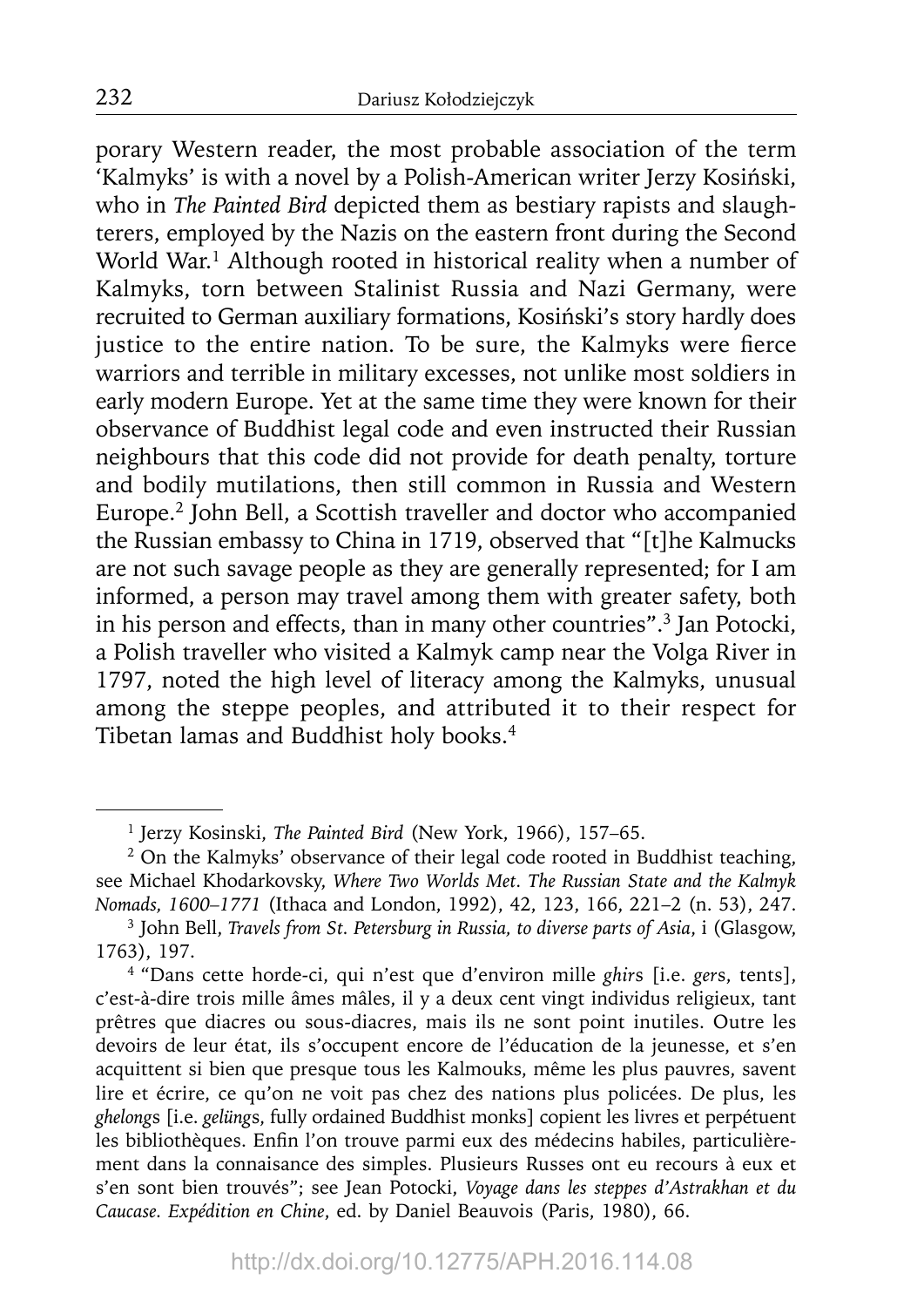porary Western reader, the most probable association of the term 'Kalmyks' is with a novel by a Polish-American writer Jerzy Kosiński, who in *The Painted Bird* depicted them as bestiary rapists and slaughterers, employed by the Nazis on the eastern front during the Second World War.[1] Although rooted in historical reality when a number of Kalmyks, torn between Stalinist Russia and Nazi Germany, were recruited to German auxiliary formations, Kosiński's story hardly does justice to the entire nation. To be sure, the Kalmyks were fierce warriors and terrible in military excesses, not unlike most soldiers in early modern Europe. Yet at the same time they were known for their observance of Buddhist legal code and even instructed their Russian neighbours that this code did not provide for death penalty, torture and bodily mutilations, then still common in Russia and Western Europe.[2] John Bell, a Scottish traveller and doctor who accompanied the Russian embassy to China in 1719, observed that "[t]he Kalmucks are not such savage people as they are generally represented; for I am informed, a person may travel among them with greater safety, both in his person and effects, than in many other countries".[3] Jan Potocki, a Polish traveller who visited a Kalmyk camp near the Volga River in 1797, noted the high level of literacy among the Kalmyks, unusual among the steppe peoples, and attributed it to their respect for Tibetan lamas and Buddhist holy books.[4]

---

[1] Jerzy Kosinski, *The Painted Bird* (New York, 1966), 157–65.

[2] On the Kalmyks' observance of their legal code rooted in Buddhist teaching, see Michael Khodarkovsky, *Where Two Worlds Met. The Russian State and the Kalmyk Nomads, 1600–1771* (Ithaca and London, 1992), 42, 123, 166, 221–2 (n. 53), 247.

[3] John Bell, *Travels from St. Petersburg in Russia, to diverse parts of Asia*, i (Glasgow, 1763), 197.

[4] "Dans cette horde-ci, qui n'est que d'environ mille *ghirs* [i.e. *gers*, tents], c'est-à-dire trois mille âmes mâles, il y a deux cent vingt individus religieux, tant prêtres que diacres ou sous-diacres, mais ils ne sont point inutiles. Outre les devoirs de leur état, ils s'occupent encore de l'éducation de la jeunesse, et s'en acquittent si bien que presque tous les Kalmouks, même les plus pauvres, savent lire et écrire, ce qu'on ne voit pas chez des nations plus policées. De plus, les *ghelongs* [i.e. *gelüngs*, fully ordained Buddhist monks] copient les livres et perpétuent les bibliothèques. Enfin l'on trouve parmi eux des médecins habiles, particulièrement dans la connaissance des simples. Plusieurs Russes ont eu recours à eux et s'en sont bien trouvés"; see Jean Potocki, *Voyage dans les steppes d'Astrakhan et du Caucase. Expédition en Chine*, ed. by Daniel Beauvois (Paris, 1980), 66.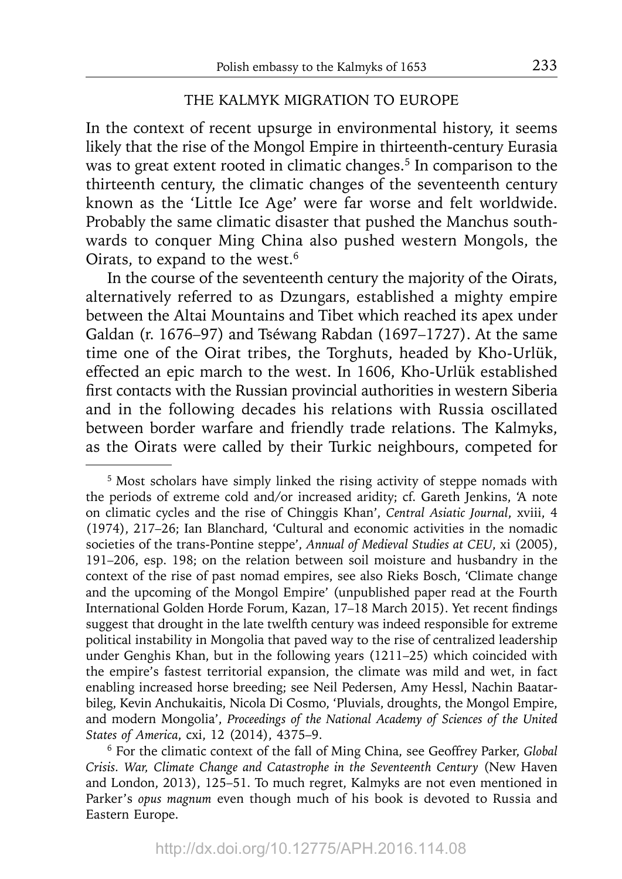## THE KALMYK MIGRATION TO EUROPE

In the context of recent upsurge in environmental history, it seems likely that the rise of the Mongol Empire in thirteenth-century Eurasia was to great extent rooted in climatic changes.[5] In comparison to the thirteenth century, the climatic changes of the seventeenth century known as the 'Little Ice Age' were far worse and felt worldwide. Probably the same climatic disaster that pushed the Manchus southwards to conquer Ming China also pushed western Mongols, the Oirats, to expand to the west.[6]

In the course of the seventeenth century the majority of the Oirats, alternatively referred to as Dzungars, established a mighty empire between the Altai Mountains and Tibet which reached its apex under Galdan (r. 1676–97) and Tséwang Rabdan (1697–1727). At the same time one of the Oirat tribes, the Torghuts, headed by Kho-Urlük, effected an epic march to the west. In 1606, Kho-Urlük established first contacts with the Russian provincial authorities in western Siberia and in the following decades his relations with Russia oscillated between border warfare and friendly trade relations. The Kalmyks, as the Oirats were called by their Turkic neighbours, competed for

---

[5] Most scholars have simply linked the rising activity of steppe nomads with the periods of extreme cold and/or increased aridity; cf. Gareth Jenkins, 'A note on climatic cycles and the rise of Chinggis Khan', *Central Asiatic Journal*, xviii, 4 (1974), 217–26; Ian Blanchard, 'Cultural and economic activities in the nomadic societies of the trans-Pontine steppe', *Annual of Medieval Studies at CEU*, xi (2005), 191–206, esp. 198; on the relation between soil moisture and husbandry in the context of the rise of past nomad empires, see also Rieks Bosch, 'Climate change and the upcoming of the Mongol Empire' (unpublished paper read at the Fourth International Golden Horde Forum, Kazan, 17–18 March 2015). Yet recent findings suggest that drought in the late twelfth century was indeed responsible for extreme political instability in Mongolia that paved way to the rise of centralized leadership under Genghis Khan, but in the following years (1211–25) which coincided with the empire's fastest territorial expansion, the climate was mild and wet, in fact enabling increased horse breeding; see Neil Pedersen, Amy Hessl, Nachin Baatarbileg, Kevin Anchukaitis, Nicola Di Cosmo, 'Pluvials, droughts, the Mongol Empire, and modern Mongolia', *Proceedings of the National Academy of Sciences of the United States of America*, cxi, 12 (2014), 4375–9.

[6] For the climatic context of the fall of Ming China, see Geoffrey Parker, *Global Crisis. War, Climate Change and Catastrophe in the Seventeenth Century* (New Haven and London, 2013), 125–51. To much regret, Kalmyks are not even mentioned in Parker's *opus magnum* even though much of his book is devoted to Russia and Eastern Europe.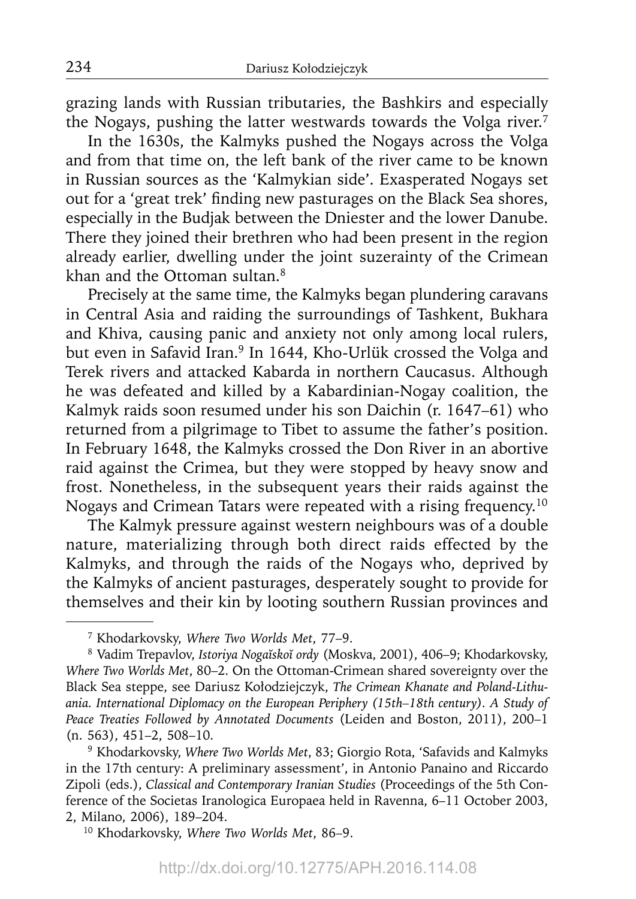grazing lands with Russian tributaries, the Bashkirs and especially the Nogays, pushing the latter westwards towards the Volga river.[7]

In the 1630s, the Kalmyks pushed the Nogays across the Volga and from that time on, the left bank of the river came to be known in Russian sources as the 'Kalmykian side'. Exasperated Nogays set out for a 'great trek' finding new pasturages on the Black Sea shores, especially in the Budjak between the Dniester and the lower Danube. There they joined their brethren who had been present in the region already earlier, dwelling under the joint suzerainty of the Crimean khan and the Ottoman sultan.[8]

Precisely at the same time, the Kalmyks began plundering caravans in Central Asia and raiding the surroundings of Tashkent, Bukhara and Khiva, causing panic and anxiety not only among local rulers, but even in Safavid Iran.[9] In 1644, Kho-Urlük crossed the Volga and Terek rivers and attacked Kabarda in northern Caucasus. Although he was defeated and killed by a Kabardinian-Nogay coalition, the Kalmyk raids soon resumed under his son Daichin (r. 1647–61) who returned from a pilgrimage to Tibet to assume the father's position. In February 1648, the Kalmyks crossed the Don River in an abortive raid against the Crimea, but they were stopped by heavy snow and frost. Nonetheless, in the subsequent years their raids against the Nogays and Crimean Tatars were repeated with a rising frequency.[10]

The Kalmyk pressure against western neighbours was of a double nature, materializing through both direct raids effected by the Kalmyks, and through the raids of the Nogays who, deprived by the Kalmyks of ancient pasturages, desperately sought to provide for themselves and their kin by looting southern Russian provinces and

---

[7] Khodarkovsky, *Where Two Worlds Met*, 77–9.

[8] Vadim Trepavlov, *Istoriya Nogaĭskoĭ ordy* (Moskva, 2001), 406–9; Khodarkovsky, *Where Two Worlds Met*, 80–2. On the Ottoman-Crimean shared sovereignty over the Black Sea steppe, see Dariusz Kołodziejczyk, *The Crimean Khanate and Poland-Lithuania. International Diplomacy on the European Periphery (15th–18th century). A Study of Peace Treaties Followed by Annotated Documents* (Leiden and Boston, 2011), 200–1 (n. 563), 451–2, 508–10.

[9] Khodarkovsky, *Where Two Worlds Met*, 83; Giorgio Rota, 'Safavids and Kalmyks in the 17th century: A preliminary assessment', in Antonio Panaino and Riccardo Zipoli (eds.), *Classical and Contemporary Iranian Studies* (Proceedings of the 5th Conference of the Societas Iranologica Europaea held in Ravenna, 6–11 October 2003, 2, Milano, 2006), 189–204.

[10] Khodarkovsky, *Where Two Worlds Met*, 86–9.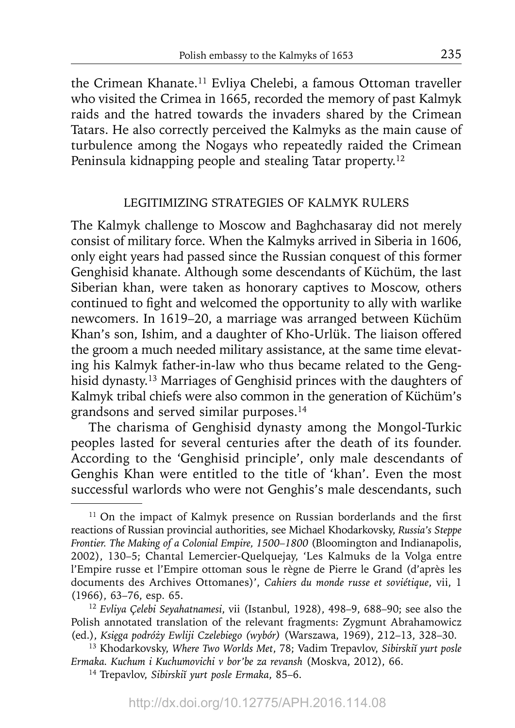the Crimean Khanate.[11] Evliya Chelebi, a famous Ottoman traveller who visited the Crimea in 1665, recorded the memory of past Kalmyk raids and the hatred towards the invaders shared by the Crimean Tatars. He also correctly perceived the Kalmyks as the main cause of turbulence among the Nogays who repeatedly raided the Crimean Peninsula kidnapping people and stealing Tatar property.[12]

## LEGITIMIZING STRATEGIES OF KALMYK RULERS

The Kalmyk challenge to Moscow and Baghchasaray did not merely consist of military force. When the Kalmyks arrived in Siberia in 1606, only eight years had passed since the Russian conquest of this former Genghisid khanate. Although some descendants of Küchüm, the last Siberian khan, were taken as honorary captives to Moscow, others continued to fight and welcomed the opportunity to ally with warlike newcomers. In 1619–20, a marriage was arranged between Küchüm Khan's son, Ishim, and a daughter of Kho-Urlük. The liaison offered the groom a much needed military assistance, at the same time elevating his Kalmyk father-in-law who thus became related to the Genghisid dynasty.[13] Marriages of Genghisid princes with the daughters of Kalmyk tribal chiefs were also common in the generation of Küchüm's grandsons and served similar purposes.[14]

The charisma of Genghisid dynasty among the Mongol-Turkic peoples lasted for several centuries after the death of its founder. According to the 'Genghisid principle', only male descendants of Genghis Khan were entitled to the title of 'khan'. Even the most successful warlords who were not Genghis's male descendants, such

---

[11] On the impact of Kalmyk presence on Russian borderlands and the first reactions of Russian provincial authorities, see Michael Khodarkovsky, *Russia's Steppe Frontier. The Making of a Colonial Empire, 1500–1800* (Bloomington and Indianapolis, 2002), 130–5; Chantal Lemercier-Quelquejay, 'Les Kalmuks de la Volga entre l'Empire russe et l'Empire ottoman sous le règne de Pierre le Grand (d'après les documents des Archives Ottomanes)', *Cahiers du monde russe et soviétique*, vii, 1 (1966), 63–76, esp. 65.

[12] *Evliya Çelebi Seyahatnamesi*, vii (Istanbul, 1928), 498–9, 688–90; see also the Polish annotated translation of the relevant fragments: Zygmunt Abrahamowicz (ed.), *Księga podróży Ewliji Czelebiego (wybór)* (Warszawa, 1969), 212–13, 328–30.

[13] Khodarkovsky, *Where Two Worlds Met*, 78; Vadim Trepavlov, *Sibirskiĭ yurt posle Ermaka. Kuchum i Kuchumovichi v bor'be za revansh* (Moskva, 2012), 66.

[14] Trepavlov, *Sibirskiĭ yurt posle Ermaka*, 85–6.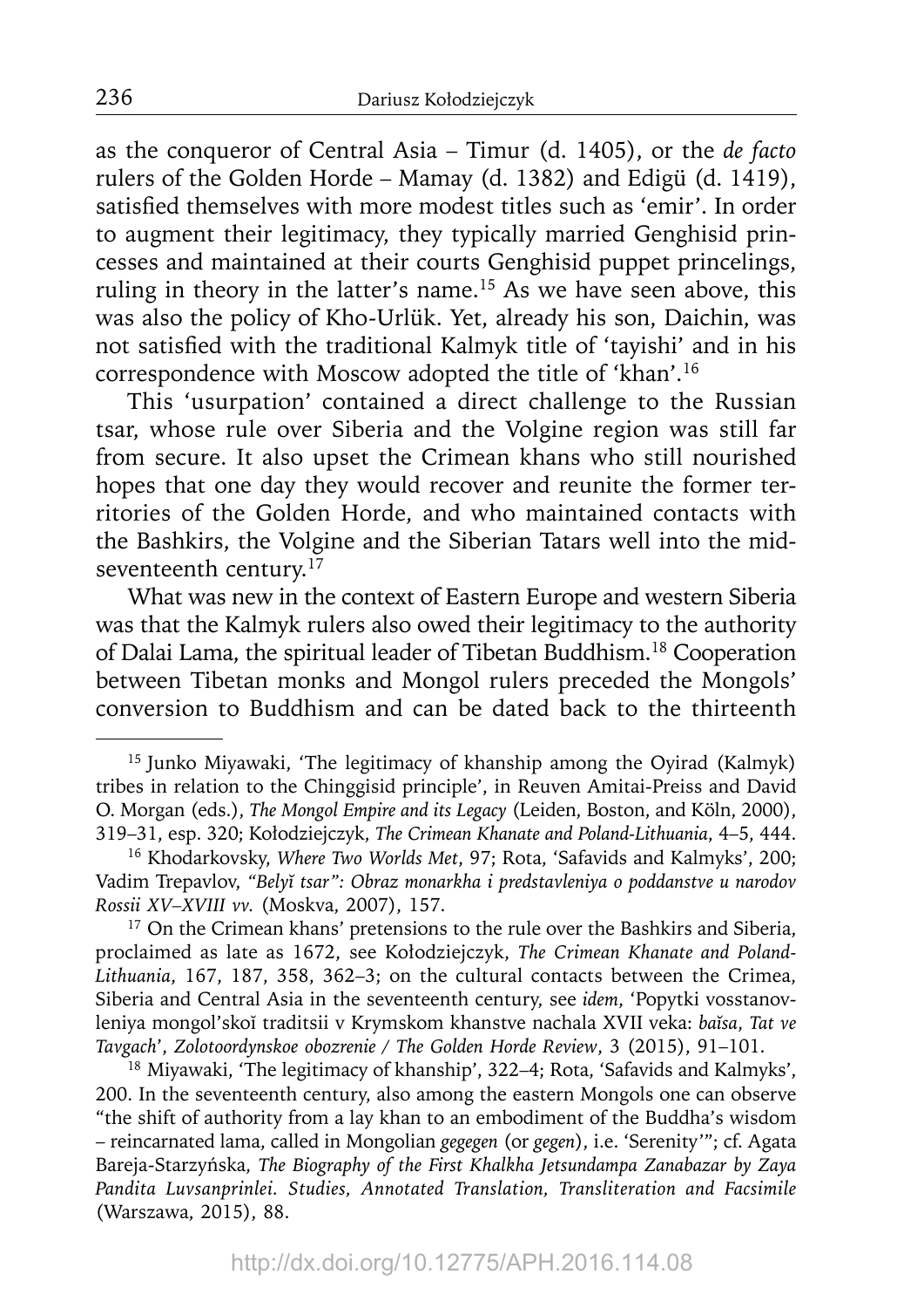as the conqueror of Central Asia – Timur (d. 1405), or the *de facto* rulers of the Golden Horde – Mamay (d. 1382) and Edigü (d. 1419), satisfied themselves with more modest titles such as 'emir'. In order to augment their legitimacy, they typically married Genghisid princesses and maintained at their courts Genghisid puppet princelings, ruling in theory in the latter's name.[15] As we have seen above, this was also the policy of Kho-Urlük. Yet, already his son, Daichin, was not satisfied with the traditional Kalmyk title of 'tayishi' and in his correspondence with Moscow adopted the title of 'khan'.[16]

This 'usurpation' contained a direct challenge to the Russian tsar, whose rule over Siberia and the Volgine region was still far from secure. It also upset the Crimean khans who still nourished hopes that one day they would recover and reunite the former territories of the Golden Horde, and who maintained contacts with the Bashkirs, the Volgine and the Siberian Tatars well into the mid-seventeenth century.[17]

What was new in the context of Eastern Europe and western Siberia was that the Kalmyk rulers also owed their legitimacy to the authority of Dalai Lama, the spiritual leader of Tibetan Buddhism.[18] Cooperation between Tibetan monks and Mongol rulers preceded the Mongols' conversion to Buddhism and can be dated back to the thirteenth

---

[15] Junko Miyawaki, 'The legitimacy of khanship among the Oyirad (Kalmyk) tribes in relation to the Chinggisid principle', in Reuven Amitai-Preiss and David O. Morgan (eds.), *The Mongol Empire and its Legacy* (Leiden, Boston, and Köln, 2000), 319–31, esp. 320; Kołodziejczyk, *The Crimean Khanate and Poland-Lithuania*, 4–5, 444.

[16] Khodarkovsky, *Where Two Worlds Met*, 97; Rota, 'Safavids and Kalmyks', 200; Vadim Trepavlov, *"Belyĭ tsar": Obraz monarkha i predstavleniya o poddanstve u narodov Rossii XV–XVIII vv.* (Moskva, 2007), 157.

[17] On the Crimean khans' pretensions to the rule over the Bashkirs and Siberia, proclaimed as late as 1672, see Kołodziejczyk, *The Crimean Khanate and Poland-Lithuania*, 167, 187, 358, 362–3; on the cultural contacts between the Crimea, Siberia and Central Asia in the seventeenth century, see *idem*, 'Popytki vosstanovleniya mongol'skoĭ traditsii v Krymskom khanstve nachala XVII veka: *baĭsa*, *Tat ve Tavgach*', *Zolotoordynskoe obozrenie / The Golden Horde Review*, 3 (2015), 91–101.

[18] Miyawaki, 'The legitimacy of khanship', 322–4; Rota, 'Safavids and Kalmyks', 200. In the seventeenth century, also among the eastern Mongols one can observe "the shift of authority from a lay khan to an embodiment of the Buddha's wisdom – reincarnated lama, called in Mongolian *gegegen* (or *gegen*), i.e. 'Serenity'"; cf. Agata Bareja-Starzyńska, *The Biography of the First Khalkha Jetsundampa Zanabazar by Zaya Pandita Luvsanprinlei. Studies, Annotated Translation, Transliteration and Facsimile* (Warszawa, 2015), 88.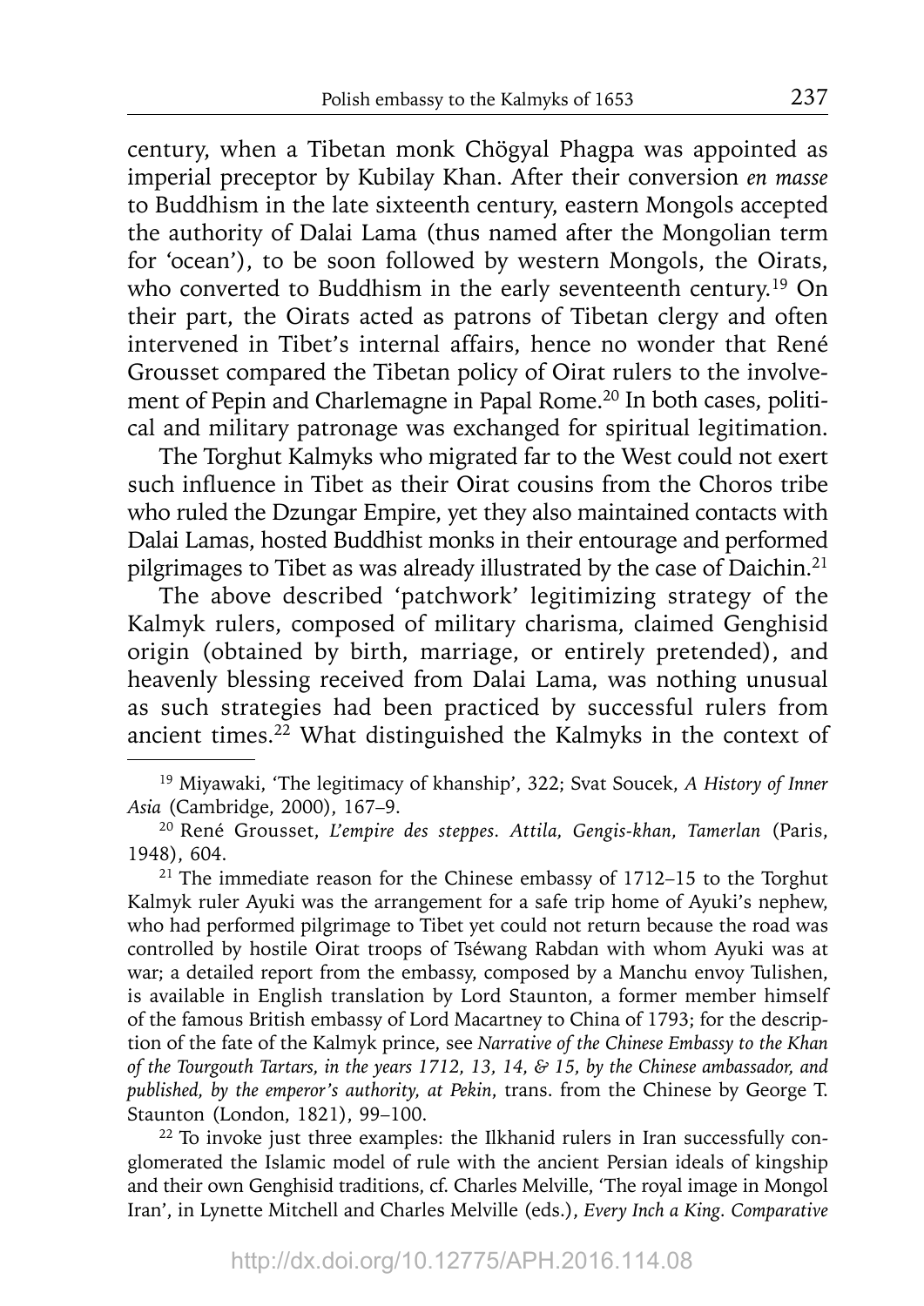century, when a Tibetan monk Chögyal Phagpa was appointed as imperial preceptor by Kubilay Khan. After their conversion *en masse* to Buddhism in the late sixteenth century, eastern Mongols accepted the authority of Dalai Lama (thus named after the Mongolian term for 'ocean'), to be soon followed by western Mongols, the Oirats, who converted to Buddhism in the early seventeenth century.[19] On their part, the Oirats acted as patrons of Tibetan clergy and often intervened in Tibet's internal affairs, hence no wonder that René Grousset compared the Tibetan policy of Oirat rulers to the involvement of Pepin and Charlemagne in Papal Rome.[20] In both cases, political and military patronage was exchanged for spiritual legitimation.

The Torghut Kalmyks who migrated far to the West could not exert such influence in Tibet as their Oirat cousins from the Choros tribe who ruled the Dzungar Empire, yet they also maintained contacts with Dalai Lamas, hosted Buddhist monks in their entourage and performed pilgrimages to Tibet as was already illustrated by the case of Daichin.[21]

The above described 'patchwork' legitimizing strategy of the Kalmyk rulers, composed of military charisma, claimed Genghisid origin (obtained by birth, marriage, or entirely pretended), and heavenly blessing received from Dalai Lama, was nothing unusual as such strategies had been practiced by successful rulers from ancient times.[22] What distinguished the Kalmyks in the context of

---

[19] Miyawaki, 'The legitimacy of khanship', 322; Svat Soucek, *A History of Inner Asia* (Cambridge, 2000), 167–9.

[20] René Grousset, *L'empire des steppes. Attila, Gengis-khan, Tamerlan* (Paris, 1948), 604.

[21] The immediate reason for the Chinese embassy of 1712–15 to the Torghut Kalmyk ruler Ayuki was the arrangement for a safe trip home of Ayuki's nephew, who had performed pilgrimage to Tibet yet could not return because the road was controlled by hostile Oirat troops of Tséwang Rabdan with whom Ayuki was at war; a detailed report from the embassy, composed by a Manchu envoy Tulishen, is available in English translation by Lord Staunton, a former member himself of the famous British embassy of Lord Macartney to China of 1793; for the description of the fate of the Kalmyk prince, see *Narrative of the Chinese Embassy to the Khan of the Tourgouth Tartars, in the years 1712, 13, 14, & 15, by the Chinese ambassador, and published, by the emperor's authority, at Pekin*, trans. from the Chinese by George T. Staunton (London, 1821), 99–100.

[22] To invoke just three examples: the Ilkhanid rulers in Iran successfully conglomerated the Islamic model of rule with the ancient Persian ideals of kingship and their own Genghisid traditions, cf. Charles Melville, 'The royal image in Mongol Iran', in Lynette Mitchell and Charles Melville (eds.), *Every Inch a King. Comparative*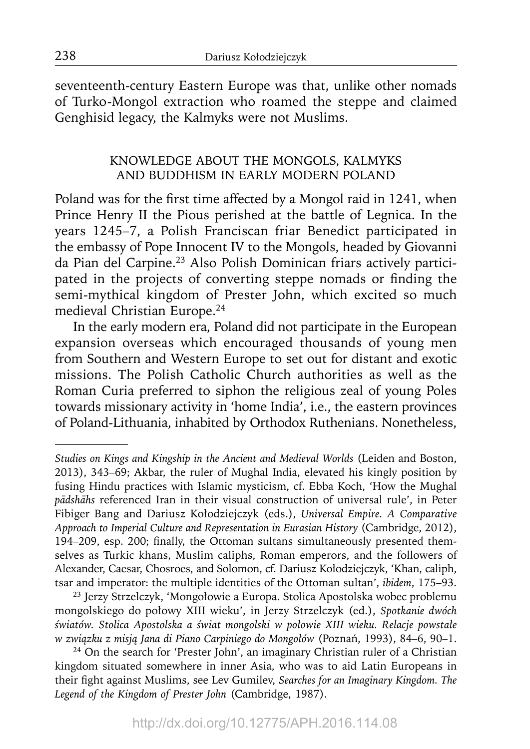seventeenth-century Eastern Europe was that, unlike other nomads of Turko-Mongol extraction who roamed the steppe and claimed Genghisid legacy, the Kalmyks were not Muslims.

## KNOWLEDGE ABOUT THE MONGOLS, KALMYKS AND BUDDHISM IN EARLY MODERN POLAND

Poland was for the first time affected by a Mongol raid in 1241, when Prince Henry II the Pious perished at the battle of Legnica. In the years 1245–7, a Polish Franciscan friar Benedict participated in the embassy of Pope Innocent IV to the Mongols, headed by Giovanni da Pian del Carpine.[23] Also Polish Dominican friars actively participated in the projects of converting steppe nomads or finding the semi-mythical kingdom of Prester John, which excited so much medieval Christian Europe.[24]

In the early modern era, Poland did not participate in the European expansion overseas which encouraged thousands of young men from Southern and Western Europe to set out for distant and exotic missions. The Polish Catholic Church authorities as well as the Roman Curia preferred to siphon the religious zeal of young Poles towards missionary activity in 'home India', i.e., the eastern provinces of Poland-Lithuania, inhabited by Orthodox Ruthenians. Nonetheless,

---

*Studies on Kings and Kingship in the Ancient and Medieval Worlds* (Leiden and Boston, 2013), 343–69; Akbar, the ruler of Mughal India, elevated his kingly position by fusing Hindu practices with Islamic mysticism, cf. Ebba Koch, 'How the Mughal *pādshāhs* referenced Iran in their visual construction of universal rule', in Peter Fibiger Bang and Dariusz Kołodziejczyk (eds.), *Universal Empire. A Comparative Approach to Imperial Culture and Representation in Eurasian History* (Cambridge, 2012), 194–209, esp. 200; finally, the Ottoman sultans simultaneously presented themselves as Turkic khans, Muslim caliphs, Roman emperors, and the followers of Alexander, Caesar, Chosroes, and Solomon, cf. Dariusz Kołodziejczyk, 'Khan, caliph, tsar and imperator: the multiple identities of the Ottoman sultan', *ibidem*, 175–93.

[23] Jerzy Strzelczyk, 'Mongołowie a Europa. Stolica Apostolska wobec problemu mongolskiego do połowy XIII wieku', in Jerzy Strzelczyk (ed.), *Spotkanie dwóch światów. Stolica Apostolska a świat mongolski w połowie XIII wieku. Relacje powstałe w związku z misją Jana di Piano Carpiniego do Mongołów* (Poznań, 1993), 84–6, 90–1.

[24] On the search for 'Prester John', an imaginary Christian ruler of a Christian kingdom situated somewhere in inner Asia, who was to aid Latin Europeans in their fight against Muslims, see Lev Gumilev, *Searches for an Imaginary Kingdom. The Legend of the Kingdom of Prester John* (Cambridge, 1987).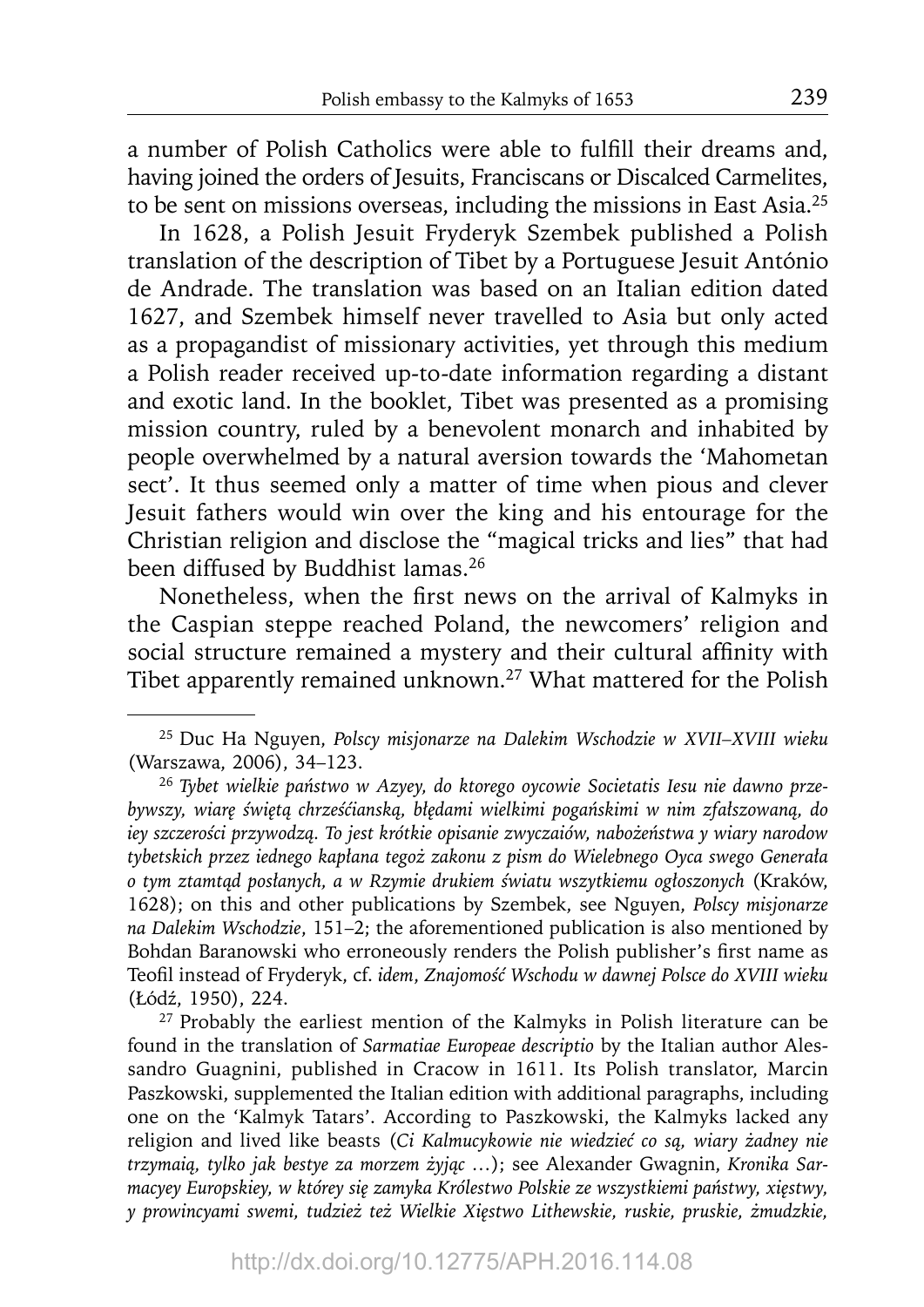a number of Polish Catholics were able to fulfill their dreams and, having joined the orders of Jesuits, Franciscans or Discalced Carmelites, to be sent on missions overseas, including the missions in East Asia.[25]

In 1628, a Polish Jesuit Fryderyk Szembek published a Polish translation of the description of Tibet by a Portuguese Jesuit António de Andrade. The translation was based on an Italian edition dated 1627, and Szembek himself never travelled to Asia but only acted as a propagandist of missionary activities, yet through this medium a Polish reader received up-to-date information regarding a distant and exotic land. In the booklet, Tibet was presented as a promising mission country, ruled by a benevolent monarch and inhabited by people overwhelmed by a natural aversion towards the 'Mahometan sect'. It thus seemed only a matter of time when pious and clever Jesuit fathers would win over the king and his entourage for the Christian religion and disclose the "magical tricks and lies" that had been diffused by Buddhist lamas.[26]

Nonetheless, when the first news on the arrival of Kalmyks in the Caspian steppe reached Poland, the newcomers' religion and social structure remained a mystery and their cultural affinity with Tibet apparently remained unknown.[27] What mattered for the Polish

---

[25] Duc Ha Nguyen, *Polscy misjonarze na Dalekim Wschodzie w XVII–XVIII wieku* (Warszawa, 2006), 34–123.

[26] *Tybet wielkie państwo w Azyey, do ktorego oycowie Societatis Iesu nie dawno przebywszy, wiarę świętą chrześćianską, błędami wielkimi pogańskimi w nim zfałszowaną, do iey szczerości przywodzą. To jest krótkie opisanie zwyczaiów, nabożeństwa y wiary narodow tybetskich przez iednego kapłana tegoż zakonu z pism do Wielebnego Oyca swego Generała o tym ztamtąd posłanych, a w Rzymie drukiem światu wszytkiemu ogłoszonych* (Kraków, 1628); on this and other publications by Szembek, see Nguyen, *Polscy misjonarze na Dalekim Wschodzie*, 151–2; the aforementioned publication is also mentioned by Bohdan Baranowski who erroneously renders the Polish publisher's first name as Teofil instead of Fryderyk, cf. *idem*, *Znajomość Wschodu w dawnej Polsce do XVIII wieku* (Łódź, 1950), 224.

[27] Probably the earliest mention of the Kalmyks in Polish literature can be found in the translation of *Sarmatiae Europeae descriptio* by the Italian author Alessandro Guagnini, published in Cracow in 1611. Its Polish translator, Marcin Paszkowski, supplemented the Italian edition with additional paragraphs, including one on the 'Kalmyk Tatars'. According to Paszkowski, the Kalmyks lacked any religion and lived like beasts (*Ci Kalmucykowie nie wiedzieć co są, wiary żadney nie trzymaią, tylko jak bestye za morzem żyjąc* …); see Alexander Gwagnin, *Kronika Sarmacyey Europskiey, w której się zamyka Królestwo Polskie ze wszystkiemi państwy, xięstwy, y prowincyami swemi, tudzież też Wielkie Xięstwo Lithewskie, ruskie, pruskie, żmudzkie,*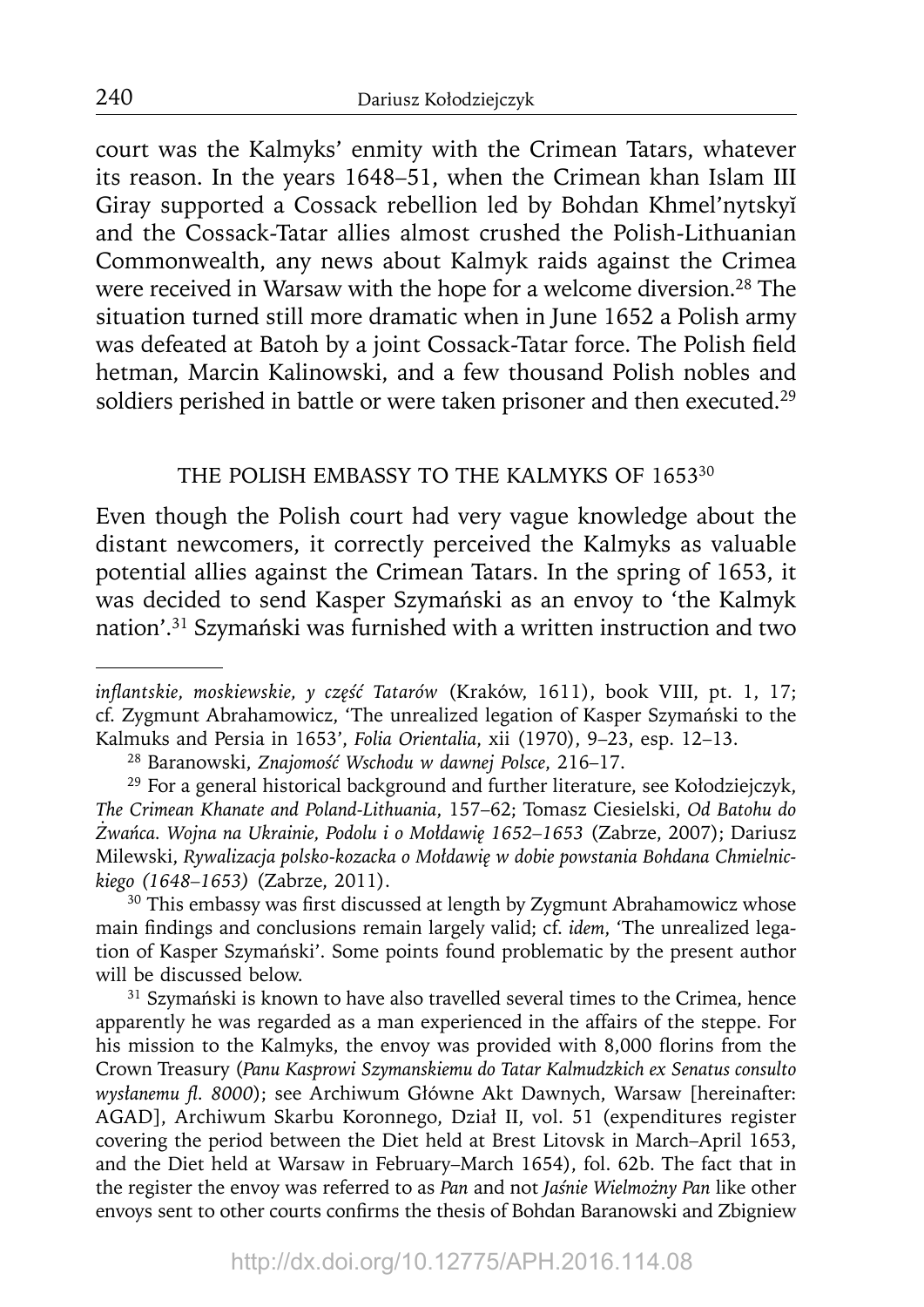court was the Kalmyks' enmity with the Crimean Tatars, whatever its reason. In the years 1648–51, when the Crimean khan Islam III Giray supported a Cossack rebellion led by Bohdan Khmel'nytskyĭ and the Cossack-Tatar allies almost crushed the Polish-Lithuanian Commonwealth, any news about Kalmyk raids against the Crimea were received in Warsaw with the hope for a welcome diversion.[28] The situation turned still more dramatic when in June 1652 a Polish army was defeated at Batoh by a joint Cossack-Tatar force. The Polish field hetman, Marcin Kalinowski, and a few thousand Polish nobles and soldiers perished in battle or were taken prisoner and then executed.[29]

## THE POLISH EMBASSY TO THE KALMYKS OF 1653[30]

Even though the Polish court had very vague knowledge about the distant newcomers, it correctly perceived the Kalmyks as valuable potential allies against the Crimean Tatars. In the spring of 1653, it was decided to send Kasper Szymański as an envoy to 'the Kalmyk nation'.[31] Szymański was furnished with a written instruction and two

---

*inflantskie, moskiewskie, y część Tatarów* (Kraków, 1611), book VIII, pt. 1, 17; cf. Zygmunt Abrahamowicz, 'The unrealized legation of Kasper Szymański to the Kalmuks and Persia in 1653', *Folia Orientalia*, xii (1970), 9–23, esp. 12–13.

[28] Baranowski, *Znajomość Wschodu w dawnej Polsce*, 216–17.

[29] For a general historical background and further literature, see Kołodziejczyk, *The Crimean Khanate and Poland-Lithuania*, 157–62; Tomasz Ciesielski, *Od Batohu do Żwańca. Wojna na Ukrainie, Podolu i o Mołdawię 1652–1653* (Zabrze, 2007); Dariusz Milewski, *Rywalizacja polsko-kozacka o Mołdawię w dobie powstania Bohdana Chmielnickiego (1648–1653)* (Zabrze, 2011).

[30] This embassy was first discussed at length by Zygmunt Abrahamowicz whose main findings and conclusions remain largely valid; cf. *idem*, 'The unrealized legation of Kasper Szymański'. Some points found problematic by the present author will be discussed below.

[31] Szymański is known to have also travelled several times to the Crimea, hence apparently he was regarded as a man experienced in the affairs of the steppe. For his mission to the Kalmyks, the envoy was provided with 8,000 florins from the Crown Treasury (*Panu Kasprowi Szymanskiemu do Tatar Kalmudzkich ex Senatus consulto wysłanemu fl. 8000*); see Archiwum Główne Akt Dawnych, Warsaw [hereinafter: AGAD], Archiwum Skarbu Koronnego, Dział II, vol. 51 (expenditures register covering the period between the Diet held at Brest Litovsk in March–April 1653, and the Diet held at Warsaw in February–March 1654), fol. 62b. The fact that in the register the envoy was referred to as *Pan* and not *Jaśnie Wielmożny Pan* like other envoys sent to other courts confirms the thesis of Bohdan Baranowski and Zbigniew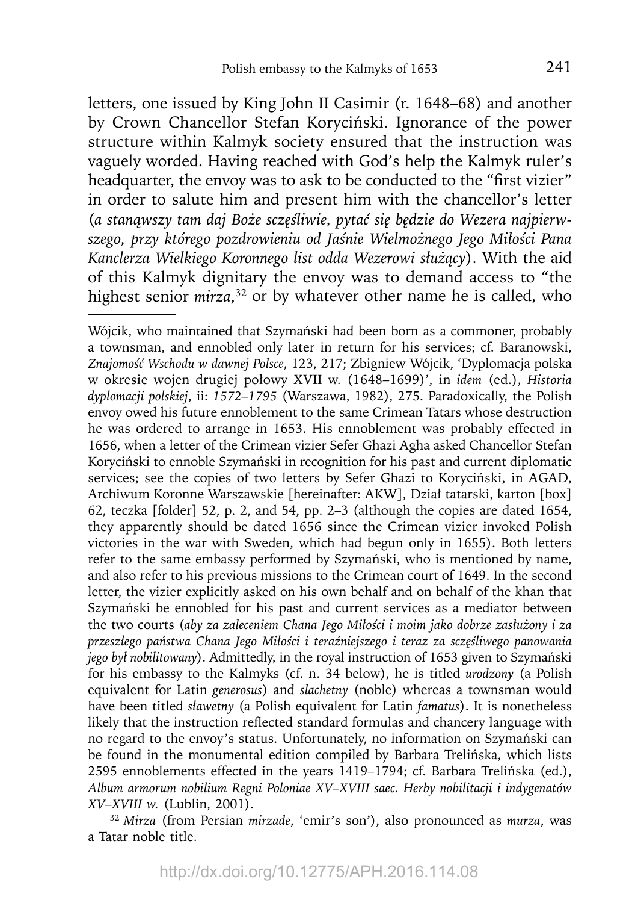letters, one issued by King John II Casimir (r. 1648–68) and another by Crown Chancellor Stefan Koryciński. Ignorance of the power structure within Kalmyk society ensured that the instruction was vaguely worded. Having reached with God's help the Kalmyk ruler's headquarter, the envoy was to ask to be conducted to the "first vizier" in order to salute him and present him with the chancellor's letter (*a stanąwszy tam daj Boże szczęśliwie, pytać się będzie do Wezera najpierwszego, przy którego pozdrowieniu od Jaśnie Wielmożnego Jego Miłości Pana Kanclerza Wielkiego Koronnego list odda Wezerowi służący*). With the aid of this Kalmyk dignitary the envoy was to demand access to "the highest senior *mirza*,[32] or by whatever other name he is called, who

---

Wójcik, who maintained that Szymański had been born as a commoner, probably a townsman, and ennobled only later in return for his services; cf. Baranowski, *Znajomość Wschodu w dawnej Polsce*, 123, 217; Zbigniew Wójcik, 'Dyplomacja polska w okresie wojen drugiej połowy XVII w. (1648–1699)', in *idem* (ed.), *Historia dyplomacji polskiej*, ii: *1572–1795* (Warszawa, 1982), 275. Paradoxically, the Polish envoy owed his future ennoblement to the same Crimean Tatars whose destruction he was ordered to arrange in 1653. His ennoblement was probably effected in 1656, when a letter of the Crimean vizier Sefer Ghazi Agha asked Chancellor Stefan Koryciński to ennoble Szymański in recognition for his past and current diplomatic services; see the copies of two letters by Sefer Ghazi to Koryciński, in AGAD, Archiwum Koronne Warszawskie [hereinafter: AKW], Dział tatarski, karton [box] 62, teczka [folder] 52, p. 2, and 54, pp. 2–3 (although the copies are dated 1654, they apparently should be dated 1656 since the Crimean vizier invoked Polish victories in the war with Sweden, which had begun only in 1655). Both letters refer to the same embassy performed by Szymański, who is mentioned by name, and also refer to his previous missions to the Crimean court of 1649. In the second letter, the vizier explicitly asked on his own behalf and on behalf of the khan that Szymański be ennobled for his past and current services as a mediator between the two courts (*aby za zaleceniem Chana Jego Miłości i moim jako dobrze zasłużony i za przeszłego państwa Chana Jego Miłości i teraźniejszego i teraz za szczęśliwego panowania jego był nobilitowany*). Admittedly, in the royal instruction of 1653 given to Szymański for his embassy to the Kalmyks (cf. n. 34 below), he is titled *urodzony* (a Polish equivalent for Latin *generosus*) and *slachetny* (noble) whereas a townsman would have been titled *sławetny* (a Polish equivalent for Latin *famatus*). It is nonetheless likely that the instruction reflected standard formulas and chancery language with no regard to the envoy's status. Unfortunately, no information on Szymański can be found in the monumental edition compiled by Barbara Trelińska, which lists 2595 ennoblements effected in the years 1419–1794; cf. Barbara Trelińska (ed.), *Album armorum nobilium Regni Poloniae XV–XVIII saec. Herby nobilitacji i indygenatów XV–XVIII w.* (Lublin, 2001).

[32] *Mirza* (from Persian *mirzade*, 'emir's son'), also pronounced as *murza*, was a Tatar noble title.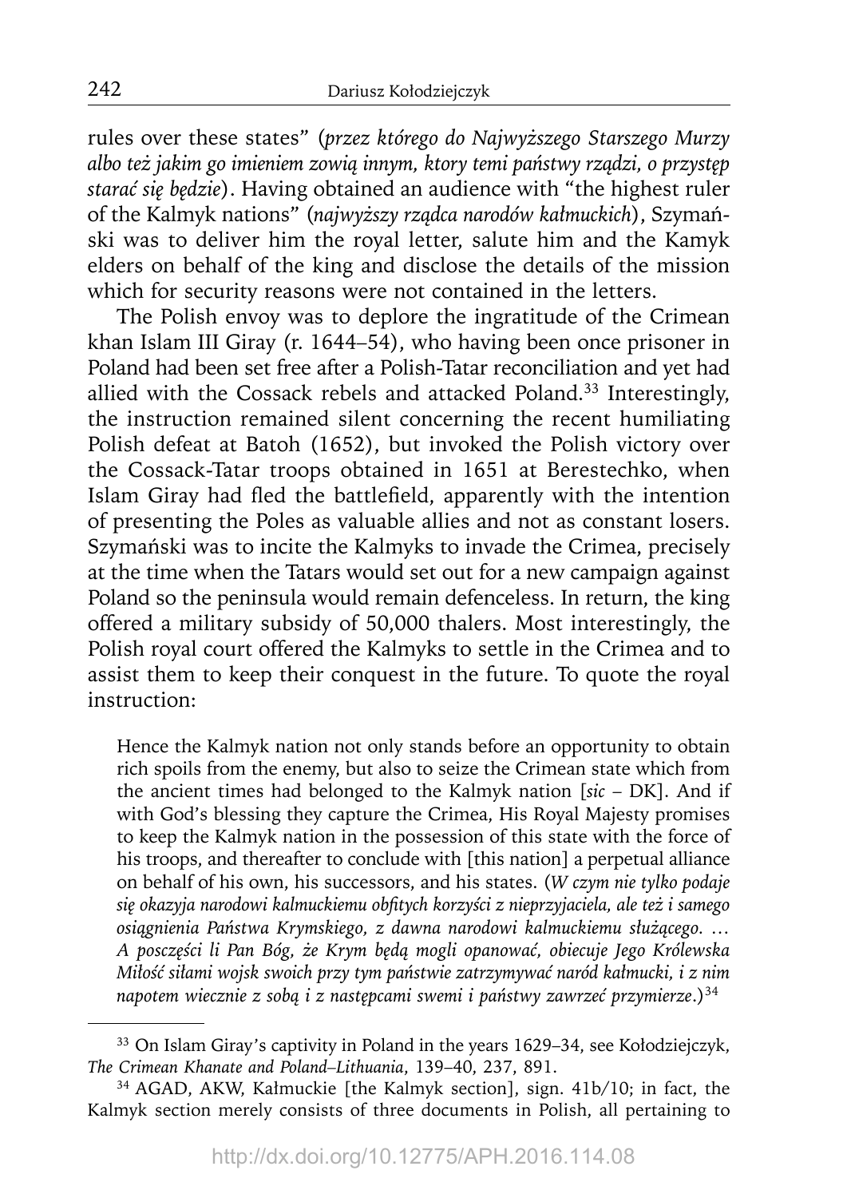rules over these states" (*przez którego do Najwyższego Starszego Murzy albo też jakim go imieniem zowią innym, ktory temi państwy rządzi, o przystęp starać się będzie*). Having obtained an audience with "the highest ruler of the Kalmyk nations" (*najwyższy rządca narodów kałmuckich*), Szymański was to deliver him the royal letter, salute him and the Kamyk elders on behalf of the king and disclose the details of the mission which for security reasons were not contained in the letters.

The Polish envoy was to deplore the ingratitude of the Crimean khan Islam III Giray (r. 1644–54), who having been once prisoner in Poland had been set free after a Polish-Tatar reconciliation and yet had allied with the Cossack rebels and attacked Poland.[33] Interestingly, the instruction remained silent concerning the recent humiliating Polish defeat at Batoh (1652), but invoked the Polish victory over the Cossack-Tatar troops obtained in 1651 at Berestechko, when Islam Giray had fled the battlefield, apparently with the intention of presenting the Poles as valuable allies and not as constant losers. Szymański was to incite the Kalmyks to invade the Crimea, precisely at the time when the Tatars would set out for a new campaign against Poland so the peninsula would remain defenceless. In return, the king offered a military subsidy of 50,000 thalers. Most interestingly, the Polish royal court offered the Kalmyks to settle in the Crimea and to assist them to keep their conquest in the future. To quote the royal instruction:

> Hence the Kalmyk nation not only stands before an opportunity to obtain rich spoils from the enemy, but also to seize the Crimean state which from the ancient times had belonged to the Kalmyk nation [*sic* – DK]. And if with God's blessing they capture the Crimea, His Royal Majesty promises to keep the Kalmyk nation in the possession of this state with the force of his troops, and thereafter to conclude with [this nation] a perpetual alliance on behalf of his own, his successors, and his states. (*W czym nie tylko podaje się okazyja narodowi kalmuckiemu obfitych korzyści z nieprzyjaciela, ale też i samego osiągnienia Państwa Krymskiego, z dawna narodowi kalmuckiemu służącego. … A poszczęści li Pan Bóg, że Krym będą mogli opanować, obiecuje Jego Królewska Miłość siłami wojsk swoich przy tym państwie zatrzymywać naród kałmucki, i z nim napotem wiecznie z sobą i z następcami swemi i państwy zawrzeć przymierze*.)[34]

---

[33] On Islam Giray's captivity in Poland in the years 1629–34, see Kołodziejczyk, *The Crimean Khanate and Poland–Lithuania*, 139–40, 237, 891.

[34] AGAD, AKW, Kałmuckie [the Kalmyk section], sign. 41b/10; in fact, the Kalmyk section merely consists of three documents in Polish, all pertaining to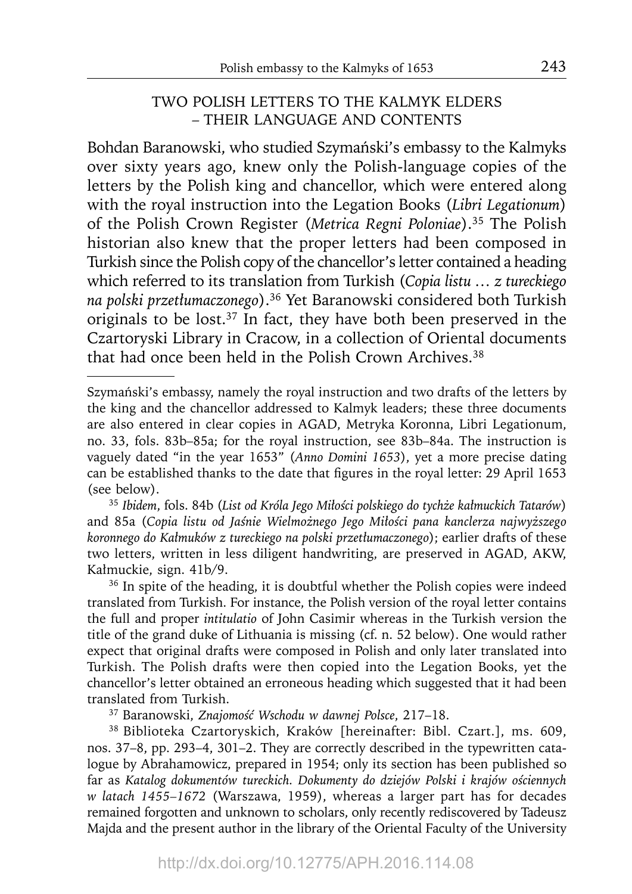## TWO POLISH LETTERS TO THE KALMYK ELDERS – THEIR LANGUAGE AND CONTENTS

Bohdan Baranowski, who studied Szymański's embassy to the Kalmyks over sixty years ago, knew only the Polish-language copies of the letters by the Polish king and chancellor, which were entered along with the royal instruction into the Legation Books (*Libri Legationum*) of the Polish Crown Register (*Metrica Regni Poloniae*).[35] The Polish historian also knew that the proper letters had been composed in Turkish since the Polish copy of the chancellor's letter contained a heading which referred to its translation from Turkish (*Copia listu … z tureckiego na polski przetłumaczonego*).[36] Yet Baranowski considered both Turkish originals to be lost.[37] In fact, they have both been preserved in the Czartoryski Library in Cracow, in a collection of Oriental documents that had once been held in the Polish Crown Archives.[38]

---

Szymański's embassy, namely the royal instruction and two drafts of the letters by the king and the chancellor addressed to Kalmyk leaders; these three documents are also entered in clear copies in AGAD, Metryka Koronna, Libri Legationum, no. 33, fols. 83b–85a; for the royal instruction, see 83b–84a. The instruction is vaguely dated "in the year 1653" (*Anno Domini 1653*), yet a more precise dating can be established thanks to the date that figures in the royal letter: 29 April 1653 (see below).

[35] *Ibidem*, fols. 84b (*List od Króla Jego Miłości polskiego do tychże kałmuckich Tatarów*) and 85a (*Copia listu od Jaśnie Wielmożnego Jego Miłości pana kanclerza najwyższego koronnego do Kałmuków z tureckiego na polski przetłumaczonego*); earlier drafts of these two letters, written in less diligent handwriting, are preserved in AGAD, AKW, Kałmuckie, sign. 41b/9.

[36] In spite of the heading, it is doubtful whether the Polish copies were indeed translated from Turkish. For instance, the Polish version of the royal letter contains the full and proper *intitulatio* of John Casimir whereas in the Turkish version the title of the grand duke of Lithuania is missing (cf. n. 52 below). One would rather expect that original drafts were composed in Polish and only later translated into Turkish. The Polish drafts were then copied into the Legation Books, yet the chancellor's letter obtained an erroneous heading which suggested that it had been translated from Turkish.

[37] Baranowski, *Znajomość Wschodu w dawnej Polsce*, 217–18.

[38] Biblioteka Czartoryskich, Kraków [hereinafter: Bibl. Czart.], ms. 609, nos. 37–8, pp. 293–4, 301–2. They are correctly described in the typewritten catalogue by Abrahamowicz, prepared in 1954; only its section has been published so far as *Katalog dokumentów tureckich. Dokumenty do dziejów Polski i krajów ościennych w latach 1455–1672* (Warszawa, 1959), whereas a larger part has for decades remained forgotten and unknown to scholars, only recently rediscovered by Tadeusz Majda and the present author in the library of the Oriental Faculty of the University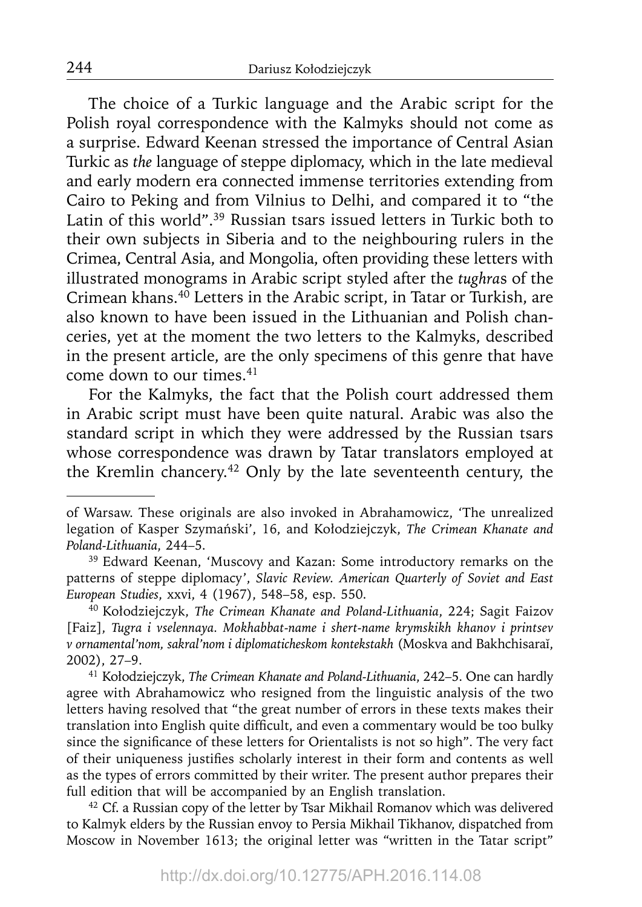The choice of a Turkic language and the Arabic script for the Polish royal correspondence with the Kalmyks should not come as a surprise. Edward Keenan stressed the importance of Central Asian Turkic as *the* language of steppe diplomacy, which in the late medieval and early modern era connected immense territories extending from Cairo to Peking and from Vilnius to Delhi, and compared it to "the Latin of this world".[39] Russian tsars issued letters in Turkic both to their own subjects in Siberia and to the neighbouring rulers in the Crimea, Central Asia, and Mongolia, often providing these letters with illustrated monograms in Arabic script styled after the *tughra*s of the Crimean khans.[40] Letters in the Arabic script, in Tatar or Turkish, are also known to have been issued in the Lithuanian and Polish chanceries, yet at the moment the two letters to the Kalmyks, described in the present article, are the only specimens of this genre that have come down to our times.[41]

For the Kalmyks, the fact that the Polish court addressed them in Arabic script must have been quite natural. Arabic was also the standard script in which they were addressed by the Russian tsars whose correspondence was drawn by Tatar translators employed at the Kremlin chancery.[42] Only by the late seventeenth century, the

---

of Warsaw. These originals are also invoked in Abrahamowicz, 'The unrealized legation of Kasper Szymański', 16, and Kołodziejczyk, *The Crimean Khanate and Poland-Lithuania*, 244–5.

[39] Edward Keenan, 'Muscovy and Kazan: Some introductory remarks on the patterns of steppe diplomacy', *Slavic Review. American Quarterly of Soviet and East European Studies*, xxvi, 4 (1967), 548–58, esp. 550.

[40] Kołodziejczyk, *The Crimean Khanate and Poland-Lithuania*, 224; Sagit Faizov [Faiz], *Tugra i vselennaya. Mokhabbat-name i shert-name krymskikh khanov i printsev v ornamental'nom, sakral'nom i diplomaticheskom kontekstakh* (Moskva and Bakhchisaraĭ, 2002), 27–9.

[41] Kołodziejczyk, *The Crimean Khanate and Poland-Lithuania*, 242–5. One can hardly agree with Abrahamowicz who resigned from the linguistic analysis of the two letters having resolved that "the great number of errors in these texts makes their translation into English quite difficult, and even a commentary would be too bulky since the significance of these letters for Orientalists is not so high". The very fact of their uniqueness justifies scholarly interest in their form and contents as well as the types of errors committed by their writer. The present author prepares their full edition that will be accompanied by an English translation.

[42] Cf. a Russian copy of the letter by Tsar Mikhail Romanov which was delivered to Kalmyk elders by the Russian envoy to Persia Mikhail Tikhanov, dispatched from Moscow in November 1613; the original letter was "written in the Tatar script"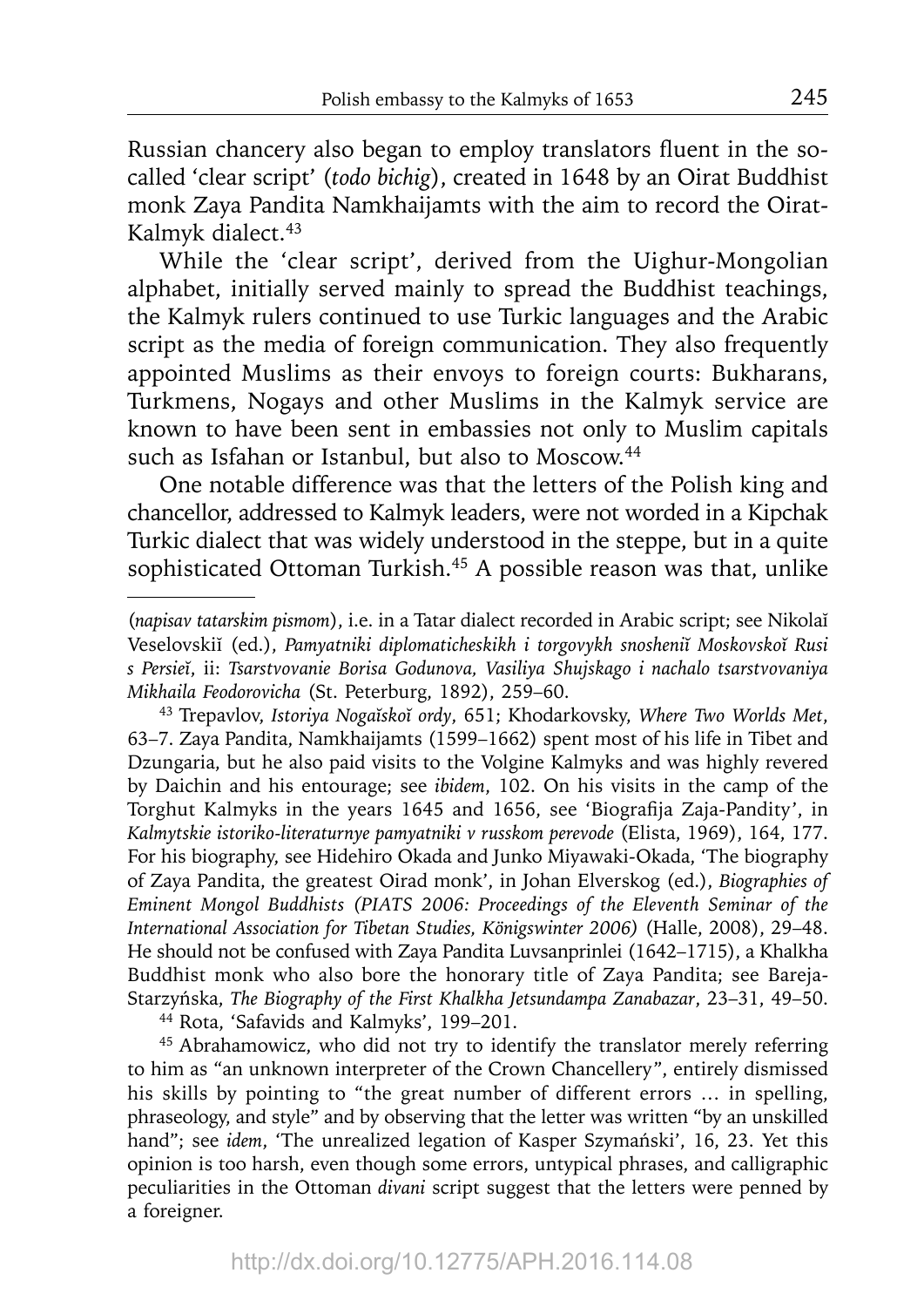Russian chancery also began to employ translators fluent in the so-called 'clear script' (*todo bichig*), created in 1648 by an Oirat Buddhist monk Zaya Pandita Namkhaijamts with the aim to record the Oirat-Kalmyk dialect.[43]

While the 'clear script', derived from the Uighur-Mongolian alphabet, initially served mainly to spread the Buddhist teachings, the Kalmyk rulers continued to use Turkic languages and the Arabic script as the media of foreign communication. They also frequently appointed Muslims as their envoys to foreign courts: Bukharans, Turkmens, Nogays and other Muslims in the Kalmyk service are known to have been sent in embassies not only to Muslim capitals such as Isfahan or Istanbul, but also to Moscow.[44]

One notable difference was that the letters of the Polish king and chancellor, addressed to Kalmyk leaders, were not worded in a Kipchak Turkic dialect that was widely understood in the steppe, but in a quite sophisticated Ottoman Turkish.[45] A possible reason was that, unlike

---

(*napisav tatarskim pismom*), i.e. in a Tatar dialect recorded in Arabic script; see Nikolaĭ Veselovskiĭ (ed.), *Pamyatniki diplomaticheskikh i torgovykh snosheniĭ Moskovskoĭ Rusi s Persieĭ*, ii: *Tsarstvovanie Borisa Godunova, Vasiliya Shujskago i nachalo tsarstvovaniya Mikhaila Feodorovicha* (St. Peterburg, 1892), 259–60.

[43] Trepavlov, *Istoriya Nogaĭskoĭ ordy*, 651; Khodarkovsky, *Where Two Worlds Met*, 63–7. Zaya Pandita, Namkhaijamts (1599–1662) spent most of his life in Tibet and Dzungaria, but he also paid visits to the Volgine Kalmyks and was highly revered by Daichin and his entourage; see *ibidem*, 102. On his visits in the camp of the Torghut Kalmyks in the years 1645 and 1656, see 'Biografija Zaja-Pandity', in *Kalmytskie istoriko-literaturnye pamyatniki v russkom perevode* (Elista, 1969), 164, 177. For his biography, see Hidehiro Okada and Junko Miyawaki-Okada, 'The biography of Zaya Pandita, the greatest Oirad monk', in Johan Elverskog (ed.), *Biographies of Eminent Mongol Buddhists (PIATS 2006: Proceedings of the Eleventh Seminar of the International Association for Tibetan Studies, Königswinter 2006)* (Halle, 2008), 29–48. He should not be confused with Zaya Pandita Luvsanprinlei (1642–1715), a Khalkha Buddhist monk who also bore the honorary title of Zaya Pandita; see Bareja-Starzyńska, *The Biography of the First Khalkha Jetsundampa Zanabazar*, 23–31, 49–50.

[44] Rota, 'Safavids and Kalmyks', 199–201.

[45] Abrahamowicz, who did not try to identify the translator merely referring to him as "an unknown interpreter of the Crown Chancellery", entirely dismissed his skills by pointing to "the great number of different errors … in spelling, phraseology, and style" and by observing that the letter was written "by an unskilled hand"; see *idem*, 'The unrealized legation of Kasper Szymański', 16, 23. Yet this opinion is too harsh, even though some errors, untypical phrases, and calligraphic peculiarities in the Ottoman *divani* script suggest that the letters were penned by a foreigner.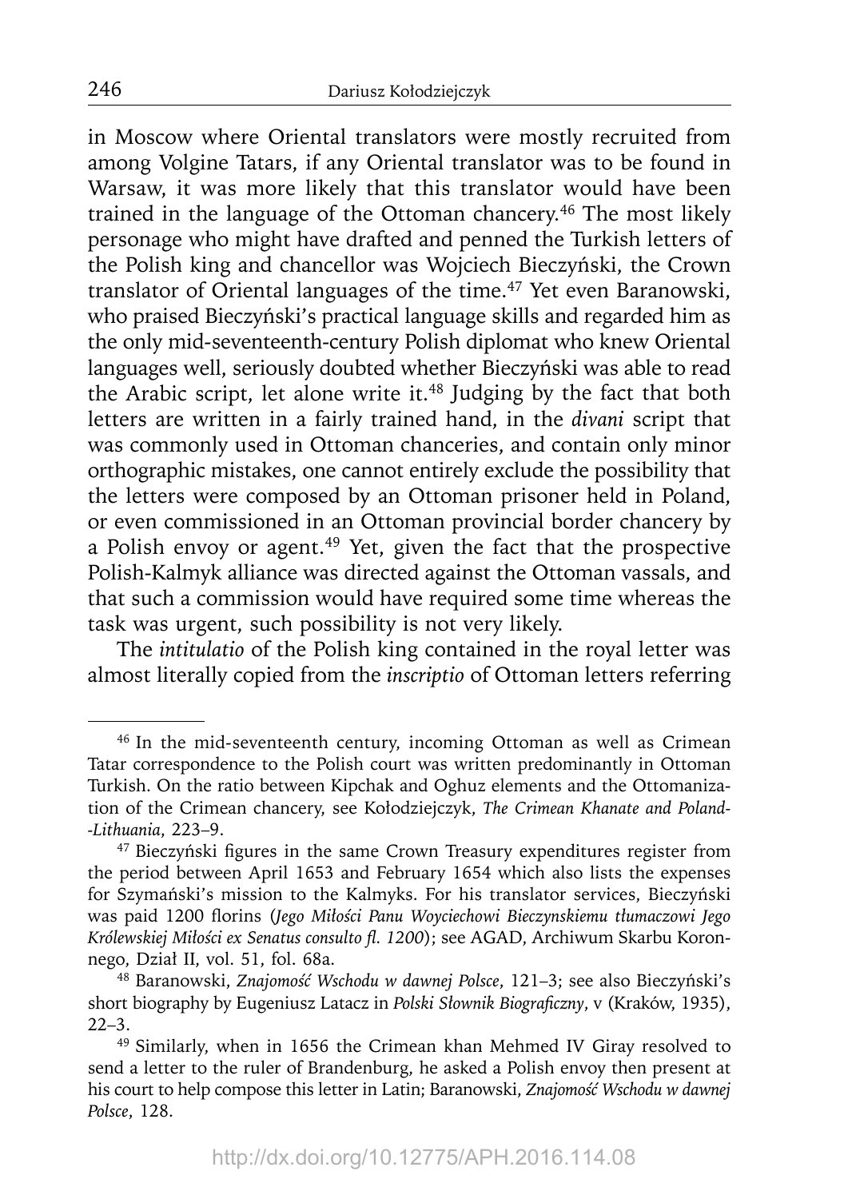in Moscow where Oriental translators were mostly recruited from among Volgine Tatars, if any Oriental translator was to be found in Warsaw, it was more likely that this translator would have been trained in the language of the Ottoman chancery.[46] The most likely personage who might have drafted and penned the Turkish letters of the Polish king and chancellor was Wojciech Bieczyński, the Crown translator of Oriental languages of the time.[47] Yet even Baranowski, who praised Bieczyński's practical language skills and regarded him as the only mid-seventeenth-century Polish diplomat who knew Oriental languages well, seriously doubted whether Bieczyński was able to read the Arabic script, let alone write it.[48] Judging by the fact that both letters are written in a fairly trained hand, in the *divani* script that was commonly used in Ottoman chanceries, and contain only minor orthographic mistakes, one cannot entirely exclude the possibility that the letters were composed by an Ottoman prisoner held in Poland, or even commissioned in an Ottoman provincial border chancery by a Polish envoy or agent.[49] Yet, given the fact that the prospective Polish-Kalmyk alliance was directed against the Ottoman vassals, and that such a commission would have required some time whereas the task was urgent, such possibility is not very likely.

The *intitulatio* of the Polish king contained in the royal letter was almost literally copied from the *inscriptio* of Ottoman letters referring

---

[46] In the mid-seventeenth century, incoming Ottoman as well as Crimean Tatar correspondence to the Polish court was written predominantly in Ottoman Turkish. On the ratio between Kipchak and Oghuz elements and the Ottomanization of the Crimean chancery, see Kołodziejczyk, *The Crimean Khanate and Poland-Lithuania*, 223–9.

[47] Bieczyński figures in the same Crown Treasury expenditures register from the period between April 1653 and February 1654 which also lists the expenses for Szymański's mission to the Kalmyks. For his translator services, Bieczyński was paid 1200 florins (*Jego Miłości Panu Woyciechowi Bieczynskiemu tłumaczowi Jego Królewskiej Miłości ex Senatus consulto fl. 1200*); see AGAD, Archiwum Skarbu Koronnego, Dział II, vol. 51, fol. 68a.

[48] Baranowski, *Znajomość Wschodu w dawnej Polsce*, 121–3; see also Bieczyński's short biography by Eugeniusz Latacz in *Polski Słownik Biograficzny*, v (Kraków, 1935), 22–3.

[49] Similarly, when in 1656 the Crimean khan Mehmed IV Giray resolved to send a letter to the ruler of Brandenburg, he asked a Polish envoy then present at his court to help compose this letter in Latin; Baranowski, *Znajomość Wschodu w dawnej Polsce*, 128.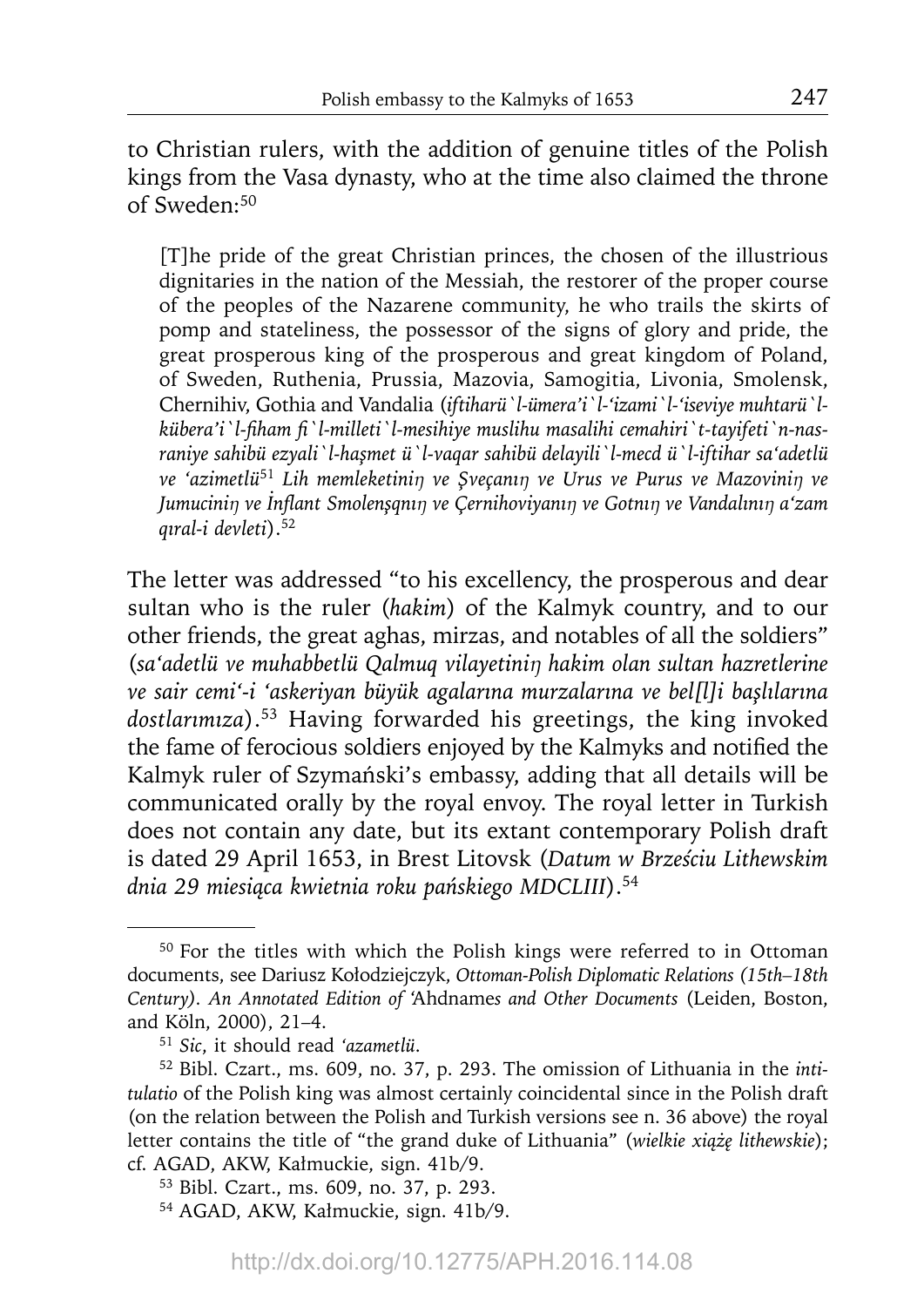to Christian rulers, with the addition of genuine titles of the Polish kings from the Vasa dynasty, who at the time also claimed the throne of Sweden:[50]

> [T]he pride of the great Christian princes, the chosen of the illustrious dignitaries in the nation of the Messiah, the restorer of the proper course of the peoples of the Nazarene community, he who trails the skirts of pomp and stateliness, the possessor of the signs of glory and pride, the great prosperous king of the prosperous and great kingdom of Poland, of Sweden, Ruthenia, Prussia, Mazovia, Samogitia, Livonia, Smolensk, Chernihiv, Gothia and Vandalia (*iftiharü`l-ümera'i`l-'izami`l-'iseviye muhtarü`l-kübera'i`l-fiham fi`l-milleti`l-mesihiye muslihu masalihi cemahiri`t-tayifeti`n-nasraniye sahibü ezyali`l-haşmet ü`l-vaqar sahibü delayili`l-mecd ü`l-iftihar sa'adetlü ve 'azimetlü*[51] *Lih memleketiniŋ ve Şveçanıŋ ve Urus ve Purus ve Mazoviniŋ ve Jumuciniŋ ve İnflant Smolenşqnıŋ ve Çernihoviyanıŋ ve Gotnıŋ ve Vandalınıŋ a'zam qıral-i devleti*).[52]

The letter was addressed "to his excellency, the prosperous and dear sultan who is the ruler (*hakim*) of the Kalmyk country, and to our other friends, the great aghas, mirzas, and notables of all the soldiers" (*sa'adetlü ve muhabbetlü Qalmuq vilayetiniŋ hakim olan sultan hazretlerine ve sair cemi'-i 'askeriyan büyük agalarına murzalarına ve bel[l]i başlılarına dostlarımıza*).[53] Having forwarded his greetings, the king invoked the fame of ferocious soldiers enjoyed by the Kalmyks and notified the Kalmyk ruler of Szymański's embassy, adding that all details will be communicated orally by the royal envoy. The royal letter in Turkish does not contain any date, but its extant contemporary Polish draft is dated 29 April 1653, in Brest Litovsk (*Datum w Brześciu Lithewskim dnia 29 miesiąca kwietnia roku pańskiego MDCLIII*).[54]

---

[50] For the titles with which the Polish kings were referred to in Ottoman documents, see Dariusz Kołodziejczyk, *Ottoman-Polish Diplomatic Relations (15th–18th Century). An Annotated Edition of 'Ahdnames and Other Documents* (Leiden, Boston, and Köln, 2000), 21–4.

[51] *Sic*, it should read *'azametlü*.

[52] Bibl. Czart., ms. 609, no. 37, p. 293. The omission of Lithuania in the *intitulatio* of the Polish king was almost certainly coincidental since in the Polish draft (on the relation between the Polish and Turkish versions see n. 36 above) the royal letter contains the title of "the grand duke of Lithuania" (*wielkie xiążę lithewskie*); cf. AGAD, AKW, Kałmuckie, sign. 41b/9.

[53] Bibl. Czart., ms. 609, no. 37, p. 293.

[54] AGAD, AKW, Kałmuckie, sign. 41b/9.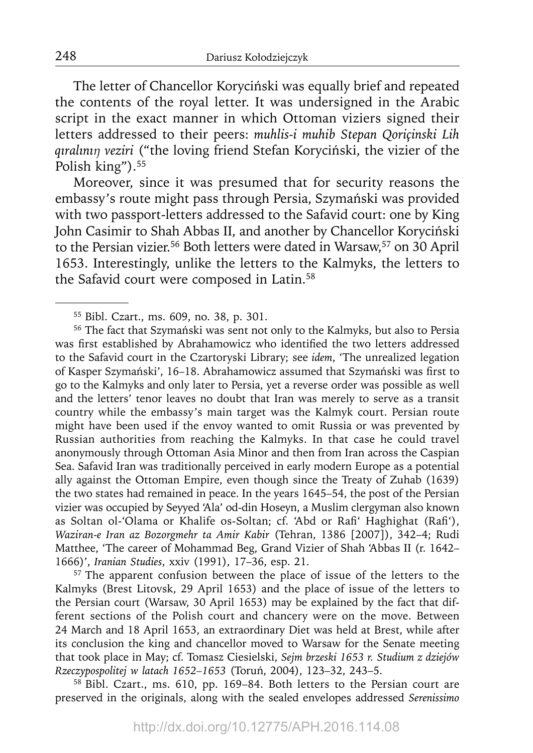The letter of Chancellor Koryciński was equally brief and repeated the contents of the royal letter. It was undersigned in the Arabic script in the exact manner in which Ottoman viziers signed their letters addressed to their peers: *muhlis-i muhib Stepan Qoriçinski Lih qıralınıŋ veziri* ("the loving friend Stefan Koryciński, the vizier of the Polish king").[55]

Moreover, since it was presumed that for security reasons the embassy's route might pass through Persia, Szymański was provided with two passport-letters addressed to the Safavid court: one by King John Casimir to Shah Abbas II, and another by Chancellor Koryciński to the Persian vizier.[56] Both letters were dated in Warsaw,[57] on 30 April 1653. Interestingly, unlike the letters to the Kalmyks, the letters to the Safavid court were composed in Latin.[58]

---

[55] Bibl. Czart., ms. 609, no. 38, p. 301.

[56] The fact that Szymański was sent not only to the Kalmyks, but also to Persia was first established by Abrahamowicz who identified the two letters addressed to the Safavid court in the Czartoryski Library; see *idem*, 'The unrealized legation of Kasper Szymański', 16–18. Abrahamowicz assumed that Szymański was first to go to the Kalmyks and only later to Persia, yet a reverse order was possible as well and the letters' tenor leaves no doubt that Iran was merely to serve as a transit country while the embassy's main target was the Kalmyk court. Persian route might have been used if the envoy wanted to omit Russia or was prevented by Russian authorities from reaching the Kalmyks. In that case he could travel anonymously through Ottoman Asia Minor and then from Iran across the Caspian Sea. Safavid Iran was traditionally perceived in early modern Europe as a potential ally against the Ottoman Empire, even though since the Treaty of Zuhab (1639) the two states had remained in peace. In the years 1645–54, the post of the Persian vizier was occupied by Seyyed 'Ala' od-din Hoseyn, a Muslim clergyman also known as Soltan ol-'Olama or Khalife os-Soltan; cf. 'Abd or Rafi' Haghighat (Rafi'), *Waziran-e Iran az Bozorgmehr ta Amir Kabir* (Tehran, 1386 [2007]), 342–4; Rudi Matthee, 'The career of Mohammad Beg, Grand Vizier of Shah 'Abbas II (r. 1642–1666)', *Iranian Studies*, xxiv (1991), 17–36, esp. 21.

[57] The apparent confusion between the place of issue of the letters to the Kalmyks (Brest Litovsk, 29 April 1653) and the place of issue of the letters to the Persian court (Warsaw, 30 April 1653) may be explained by the fact that different sections of the Polish court and chancery were on the move. Between 24 March and 18 April 1653, an extraordinary Diet was held at Brest, while after its conclusion the king and chancellor moved to Warsaw for the Senate meeting that took place in May; cf. Tomasz Ciesielski, *Sejm brzeski 1653 r. Studium z dziejów Rzeczypospolitej w latach 1652–1653* (Toruń, 2004), 123–32, 243–5.

[58] Bibl. Czart., ms. 610, pp. 169–84. Both letters to the Persian court are preserved in the originals, along with the sealed envelopes addressed *Serenissimo*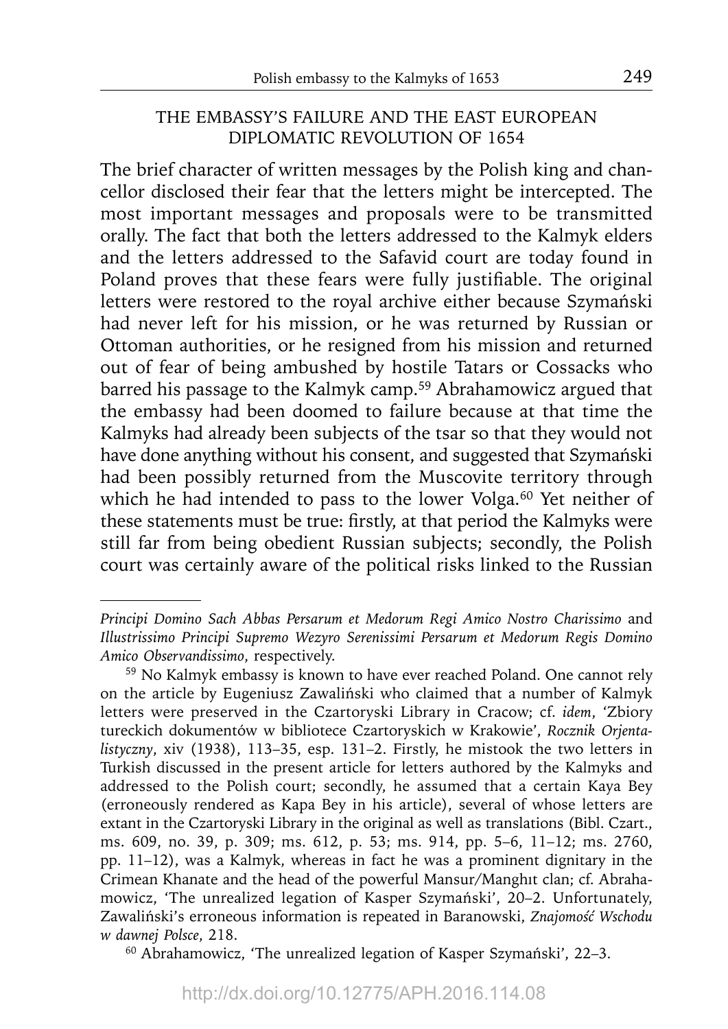## THE EMBASSY'S FAILURE AND THE EAST EUROPEAN DIPLOMATIC REVOLUTION OF 1654

The brief character of written messages by the Polish king and chancellor disclosed their fear that the letters might be intercepted. The most important messages and proposals were to be transmitted orally. The fact that both the letters addressed to the Kalmyk elders and the letters addressed to the Safavid court are today found in Poland proves that these fears were fully justifiable. The original letters were restored to the royal archive either because Szymański had never left for his mission, or he was returned by Russian or Ottoman authorities, or he resigned from his mission and returned out of fear of being ambushed by hostile Tatars or Cossacks who barred his passage to the Kalmyk camp.[59] Abrahamowicz argued that the embassy had been doomed to failure because at that time the Kalmyks had already been subjects of the tsar so that they would not have done anything without his consent, and suggested that Szymański had been possibly returned from the Muscovite territory through which he had intended to pass to the lower Volga.[60] Yet neither of these statements must be true: firstly, at that period the Kalmyks were still far from being obedient Russian subjects; secondly, the Polish court was certainly aware of the political risks linked to the Russian

---

*Principi Domino Sach Abbas Persarum et Medorum Regi Amico Nostro Charissimo* and *Illustrissimo Principi Supremo Wezyro Serenissimi Persarum et Medorum Regis Domino Amico Observandissimo*, respectively.

[59] No Kalmyk embassy is known to have ever reached Poland. One cannot rely on the article by Eugeniusz Zawaliński who claimed that a number of Kalmyk letters were preserved in the Czartoryski Library in Cracow; cf. *idem*, 'Zbiory tureckich dokumentów w bibliotece Czartoryskich w Krakowie', *Rocznik Orjentalistyczny*, xiv (1938), 113–35, esp. 131–2. Firstly, he mistook the two letters in Turkish discussed in the present article for letters authored by the Kalmyks and addressed to the Polish court; secondly, he assumed that a certain Kaya Bey (erroneously rendered as Kapa Bey in his article), several of whose letters are extant in the Czartoryski Library in the original as well as translations (Bibl. Czart., ms. 609, no. 39, p. 309; ms. 612, p. 53; ms. 914, pp. 5–6, 11–12; ms. 2760, pp. 11–12), was a Kalmyk, whereas in fact he was a prominent dignitary in the Crimean Khanate and the head of the powerful Mansur/Manghıt clan; cf. Abrahamowicz, 'The unrealized legation of Kasper Szymański', 20–2. Unfortunately, Zawaliński's erroneous information is repeated in Baranowski, *Znajomość Wschodu w dawnej Polsce*, 218.

[60] Abrahamowicz, 'The unrealized legation of Kasper Szymański', 22–3.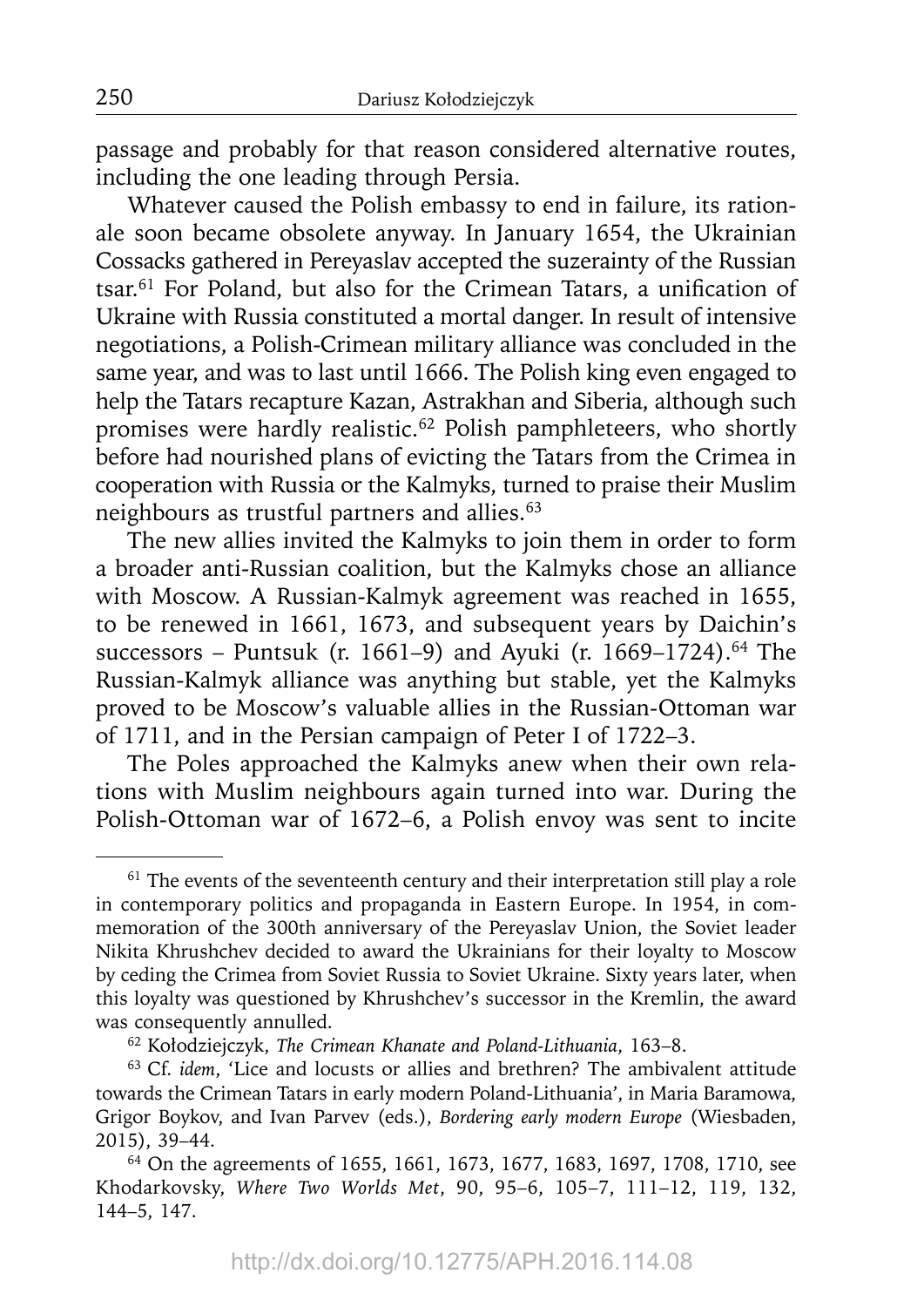passage and probably for that reason considered alternative routes, including the one leading through Persia.

Whatever caused the Polish embassy to end in failure, its rationale soon became obsolete anyway. In January 1654, the Ukrainian Cossacks gathered in Pereyaslav accepted the suzerainty of the Russian tsar.[61] For Poland, but also for the Crimean Tatars, a unification of Ukraine with Russia constituted a mortal danger. In result of intensive negotiations, a Polish-Crimean military alliance was concluded in the same year, and was to last until 1666. The Polish king even engaged to help the Tatars recapture Kazan, Astrakhan and Siberia, although such promises were hardly realistic.[62] Polish pamphleteers, who shortly before had nourished plans of evicting the Tatars from the Crimea in cooperation with Russia or the Kalmyks, turned to praise their Muslim neighbours as trustful partners and allies.[63]

The new allies invited the Kalmyks to join them in order to form a broader anti-Russian coalition, but the Kalmyks chose an alliance with Moscow. A Russian-Kalmyk agreement was reached in 1655, to be renewed in 1661, 1673, and subsequent years by Daichin's successors – Puntsuk (r. 1661–9) and Ayuki (r. 1669–1724).[64] The Russian-Kalmyk alliance was anything but stable, yet the Kalmyks proved to be Moscow's valuable allies in the Russian-Ottoman war of 1711, and in the Persian campaign of Peter I of 1722–3.

The Poles approached the Kalmyks anew when their own relations with Muslim neighbours again turned into war. During the Polish-Ottoman war of 1672–6, a Polish envoy was sent to incite

---

[61] The events of the seventeenth century and their interpretation still play a role in contemporary politics and propaganda in Eastern Europe. In 1954, in commemoration of the 300th anniversary of the Pereyaslav Union, the Soviet leader Nikita Khrushchev decided to award the Ukrainians for their loyalty to Moscow by ceding the Crimea from Soviet Russia to Soviet Ukraine. Sixty years later, when this loyalty was questioned by Khrushchev's successor in the Kremlin, the award was consequently annulled.

[62] Kołodziejczyk, *The Crimean Khanate and Poland-Lithuania*, 163–8.

[63] Cf. *idem*, 'Lice and locusts or allies and brethren? The ambivalent attitude towards the Crimean Tatars in early modern Poland-Lithuania', in Maria Baramowa, Grigor Boykov, and Ivan Parvev (eds.), *Bordering early modern Europe* (Wiesbaden, 2015), 39–44.

[64] On the agreements of 1655, 1661, 1673, 1677, 1683, 1697, 1708, 1710, see Khodarkovsky, *Where Two Worlds Met*, 90, 95–6, 105–7, 111–12, 119, 132, 144–5, 147.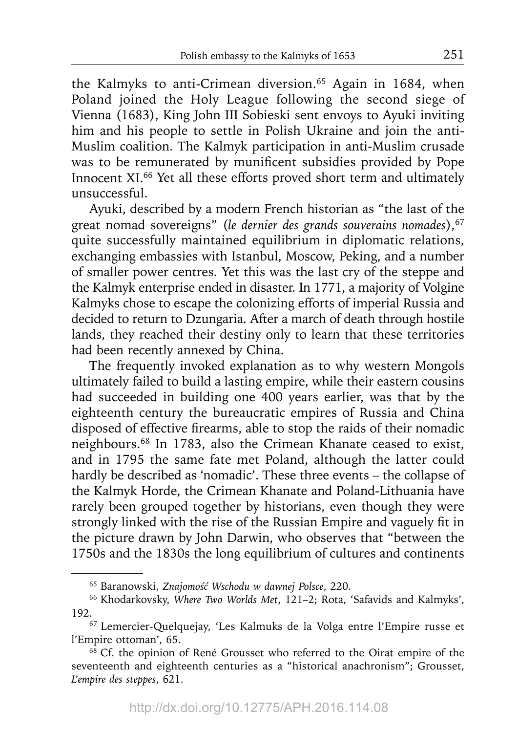the Kalmyks to anti-Crimean diversion.[65] Again in 1684, when Poland joined the Holy League following the second siege of Vienna (1683), King John III Sobieski sent envoys to Ayuki inviting him and his people to settle in Polish Ukraine and join the anti-Muslim coalition. The Kalmyk participation in anti-Muslim crusade was to be remunerated by munificent subsidies provided by Pope Innocent XI.[66] Yet all these efforts proved short term and ultimately unsuccessful.

Ayuki, described by a modern French historian as "the last of the great nomad sovereigns" (*le dernier des grands souverains nomades*),[67] quite successfully maintained equilibrium in diplomatic relations, exchanging embassies with Istanbul, Moscow, Peking, and a number of smaller power centres. Yet this was the last cry of the steppe and the Kalmyk enterprise ended in disaster. In 1771, a majority of Volgine Kalmyks chose to escape the colonizing efforts of imperial Russia and decided to return to Dzungaria. After a march of death through hostile lands, they reached their destiny only to learn that these territories had been recently annexed by China.

The frequently invoked explanation as to why western Mongols ultimately failed to build a lasting empire, while their eastern cousins had succeeded in building one 400 years earlier, was that by the eighteenth century the bureaucratic empires of Russia and China disposed of effective firearms, able to stop the raids of their nomadic neighbours.[68] In 1783, also the Crimean Khanate ceased to exist, and in 1795 the same fate met Poland, although the latter could hardly be described as 'nomadic'. These three events – the collapse of the Kalmyk Horde, the Crimean Khanate and Poland-Lithuania have rarely been grouped together by historians, even though they were strongly linked with the rise of the Russian Empire and vaguely fit in the picture drawn by John Darwin, who observes that "between the 1750s and the 1830s the long equilibrium of cultures and continents

---

[65] Baranowski, *Znajomość Wschodu w dawnej Polsce*, 220.

[66] Khodarkovsky, *Where Two Worlds Met*, 121–2; Rota, 'Safavids and Kalmyks', 192.

[67] Lemercier-Quelquejay, 'Les Kalmuks de la Volga entre l'Empire russe et l'Empire ottoman', 65.

[68] Cf. the opinion of René Grousset who referred to the Oirat empire of the seventeenth and eighteenth centuries as a "historical anachronism"; Grousset, *L'empire des steppes*, 621.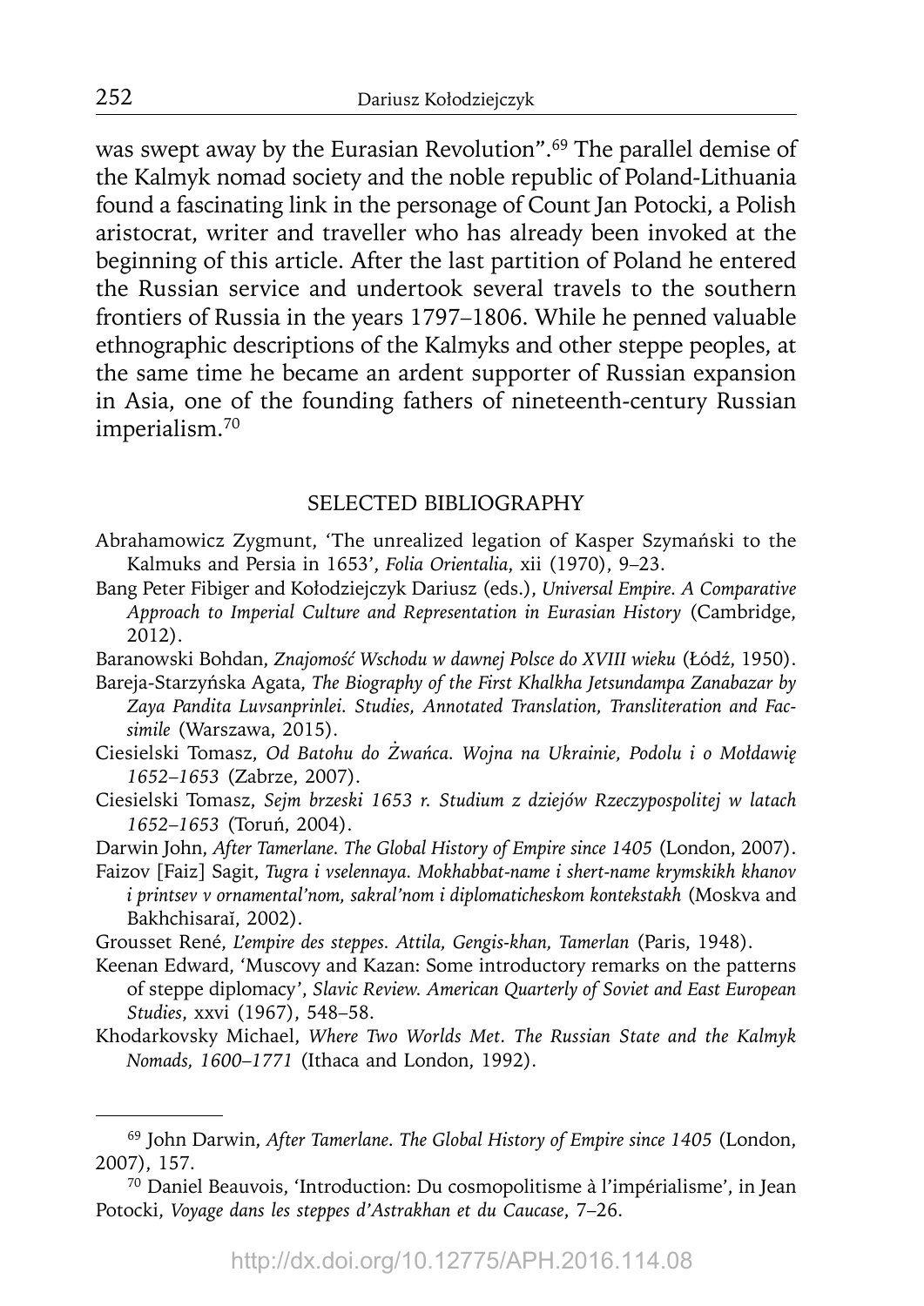was swept away by the Eurasian Revolution".[69] The parallel demise of the Kalmyk nomad society and the noble republic of Poland-Lithuania found a fascinating link in the personage of Count Jan Potocki, a Polish aristocrat, writer and traveller who has already been invoked at the beginning of this article. After the last partition of Poland he entered the Russian service and undertook several travels to the southern frontiers of Russia in the years 1797–1806. While he penned valuable ethnographic descriptions of the Kalmyks and other steppe peoples, at the same time he became an ardent supporter of Russian expansion in Asia, one of the founding fathers of nineteenth-century Russian imperialism.[70]

## SELECTED BIBLIOGRAPHY

Abrahamowicz Zygmunt, 'The unrealized legation of Kasper Szymański to the Kalmuks and Persia in 1653', *Folia Orientalia*, xii (1970), 9–23.

Bang Peter Fibiger and Kołodziejczyk Dariusz (eds.), *Universal Empire. A Comparative Approach to Imperial Culture and Representation in Eurasian History* (Cambridge, 2012).

Baranowski Bohdan, *Znajomość Wschodu w dawnej Polsce do XVIII wieku* (Łódź, 1950).

Bareja-Starzyńska Agata, *The Biography of the First Khalkha Jetsundampa Zanabazar by Zaya Pandita Luvsanprinlei. Studies, Annotated Translation, Transliteration and Facsimile* (Warszawa, 2015).

Ciesielski Tomasz, *Od Batohu do Żwańca. Wojna na Ukrainie, Podolu i o Mołdawię 1652–1653* (Zabrze, 2007).

Ciesielski Tomasz, *Sejm brzeski 1653 r. Studium z dziejów Rzeczypospolitej w latach 1652–1653* (Toruń, 2004).

Darwin John, *After Tamerlane. The Global History of Empire since 1405* (London, 2007).

Faizov [Faiz] Sagit, *Tugra i vselennaya. Mokhabbat-name i shert-name krymskikh khanov i printsev v ornamental'nom, sakral'nom i diplomaticheskom kontekstakh* (Moskva and Bakhchisaraĭ, 2002).

Grousset René, *L'empire des steppes. Attila, Gengis-khan, Tamerlan* (Paris, 1948).

Keenan Edward, 'Muscovy and Kazan: Some introductory remarks on the patterns of steppe diplomacy', *Slavic Review. American Quarterly of Soviet and East European Studies*, xxvi (1967), 548–58.

Khodarkovsky Michael, *Where Two Worlds Met. The Russian State and the Kalmyk Nomads, 1600–1771* (Ithaca and London, 1992).

---

[69] John Darwin, *After Tamerlane. The Global History of Empire since 1405* (London, 2007), 157.

[70] Daniel Beauvois, 'Introduction: Du cosmopolitisme à l'impérialisme', in Jean Potocki, *Voyage dans les steppes d'Astrakhan et du Caucase*, 7–26.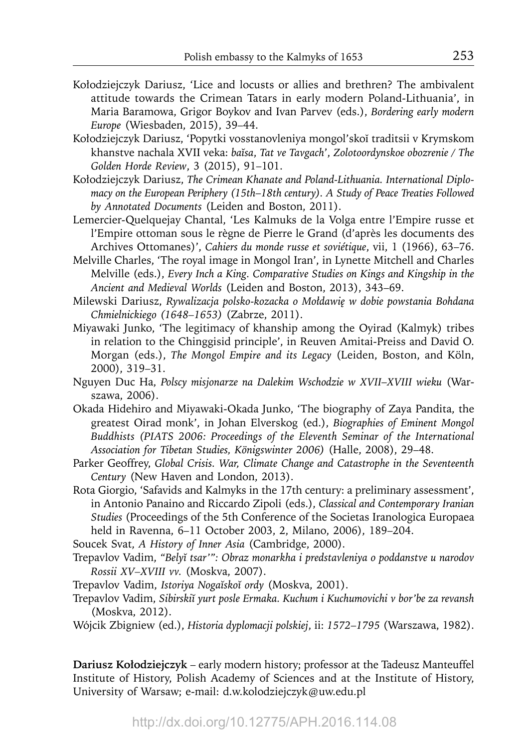Kołodziejczyk Dariusz, 'Lice and locusts or allies and brethren? The ambivalent attitude towards the Crimean Tatars in early modern Poland-Lithuania', in Maria Baramowa, Grigor Boykov and Ivan Parvev (eds.), *Bordering early modern Europe* (Wiesbaden, 2015), 39–44.

Kołodziejczyk Dariusz, 'Popytki vosstanovleniya mongol'skoĭ traditsii v Krymskom khanstve nachala XVII veka: *baĭsa*, *Tat ve Tavgach*', *Zolotoordynskoe obozrenie / The Golden Horde Review*, 3 (2015), 91–101.

Kołodziejczyk Dariusz, *The Crimean Khanate and Poland-Lithuania. International Diplomacy on the European Periphery (15th–18th century). A Study of Peace Treaties Followed by Annotated Documents* (Leiden and Boston, 2011).

Lemercier-Quelquejay Chantal, 'Les Kalmuks de la Volga entre l'Empire russe et l'Empire ottoman sous le règne de Pierre le Grand (d'après les documents des Archives Ottomanes)', *Cahiers du monde russe et soviétique*, vii, 1 (1966), 63–76.

Melville Charles, 'The royal image in Mongol Iran', in Lynette Mitchell and Charles Melville (eds.), *Every Inch a King. Comparative Studies on Kings and Kingship in the Ancient and Medieval Worlds* (Leiden and Boston, 2013), 343–69.

Milewski Dariusz, *Rywalizacja polsko-kozacka o Mołdawię w dobie powstania Bohdana Chmielnickiego (1648–1653)* (Zabrze, 2011).

Miyawaki Junko, 'The legitimacy of khanship among the Oyirad (Kalmyk) tribes in relation to the Chinggisid principle', in Reuven Amitai-Preiss and David O. Morgan (eds.), *The Mongol Empire and its Legacy* (Leiden, Boston, and Köln, 2000), 319–31.

Nguyen Duc Ha, *Polscy misjonarze na Dalekim Wschodzie w XVII–XVIII wieku* (Warszawa, 2006).

Okada Hidehiro and Miyawaki-Okada Junko, 'The biography of Zaya Pandita, the greatest Oirad monk', in Johan Elverskog (ed.), *Biographies of Eminent Mongol Buddhists (PIATS 2006: Proceedings of the Eleventh Seminar of the International Association for Tibetan Studies, Königswinter 2006)* (Halle, 2008), 29–48.

Parker Geoffrey, *Global Crisis. War, Climate Change and Catastrophe in the Seventeenth Century* (New Haven and London, 2013).

Rota Giorgio, 'Safavids and Kalmyks in the 17th century: a preliminary assessment', in Antonio Panaino and Riccardo Zipoli (eds.), *Classical and Contemporary Iranian Studies* (Proceedings of the 5th Conference of the Societas Iranologica Europaea held in Ravenna, 6–11 October 2003, 2, Milano, 2006), 189–204.

Soucek Svat, *A History of Inner Asia* (Cambridge, 2000).

Trepavlov Vadim, *"Belyĭ tsar'": Obraz monarkha i predstavleniya o poddanstve u narodov Rossii XV–XVIII vv.* (Moskva, 2007).

Trepavlov Vadim, *Istoriya Nogaĭskoĭ ordy* (Moskva, 2001).

Trepavlov Vadim, *Sibirskiĭ yurt posle Ermaka. Kuchum i Kuchumovichi v bor'be za revansh* (Moskva, 2012).

Wójcik Zbigniew (ed.), *Historia dyplomacji polskiej*, ii: *1572–1795* (Warszawa, 1982).

**Dariusz Kołodziejczyk** – early modern history; professor at the Tadeusz Manteuffel Institute of History, Polish Academy of Sciences and at the Institute of History, University of Warsaw; e-mail: d.w.kolodziejczyk@uw.edu.pl